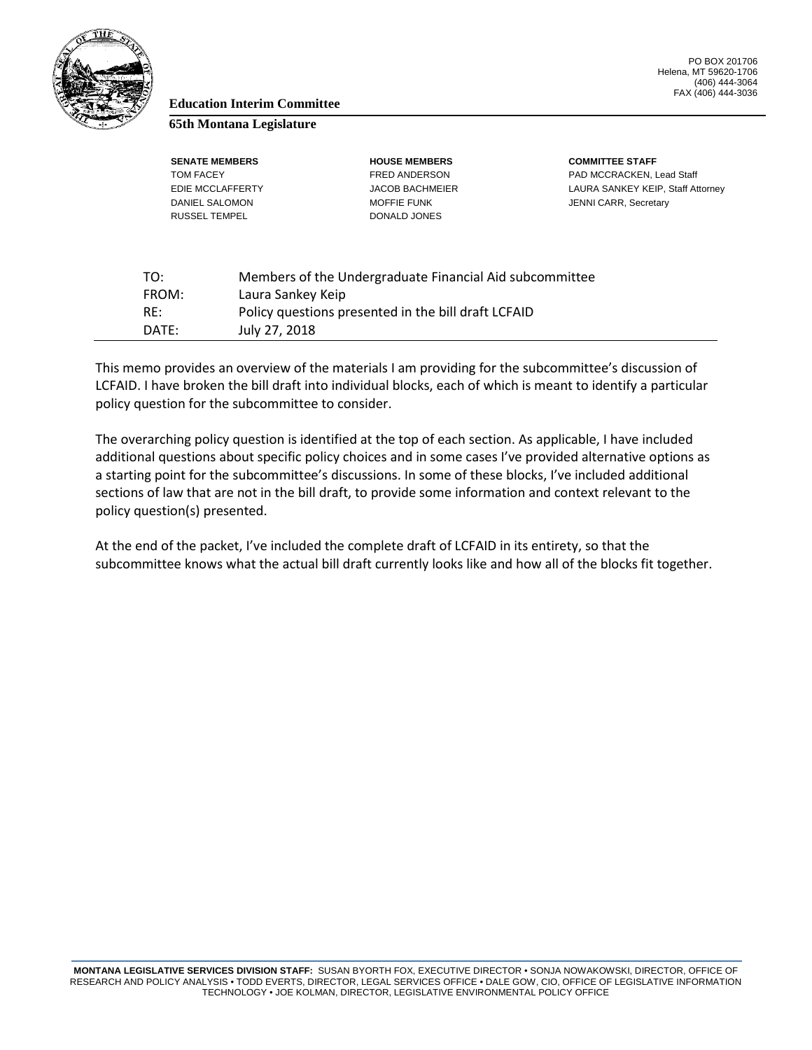PO BOX 201706
Helena, MT 59620-1706
(406) 444-3064
FAX (406) 444-3036

**Education Interim Committee**

**65th Montana Legislature**

| SENATE MEMBERS | HOUSE MEMBERS | COMMITTEE STAFF |
| --- | --- | --- |
| TOM FACEY | FRED ANDERSON | PAD MCCRACKEN, Lead Staff |
| EDIE MCCLAFFERTY | JACOB BACHMEIER | LAURA SANKEY KEIP, Staff Attorney |
| DANIEL SALOMON | MOFFIE FUNK | JENNI CARR, Secretary |
| RUSSEL TEMPEL | DONALD JONES | |

| | |
| --- | --- |
| TO: | Members of the Undergraduate Financial Aid subcommittee |
| FROM: | Laura Sankey Keip |
| RE: | Policy questions presented in the bill draft LCFAID |
| DATE: | July 27, 2018 |

This memo provides an overview of the materials I am providing for the subcommittee's discussion of LCFAID. I have broken the bill draft into individual blocks, each of which is meant to identify a particular policy question for the subcommittee to consider.

The overarching policy question is identified at the top of each section. As applicable, I have included additional questions about specific policy choices and in some cases I've provided alternative options as a starting point for the subcommittee's discussions. In some of these blocks, I've included additional sections of law that are not in the bill draft, to provide some information and context relevant to the policy question(s) presented.

At the end of the packet, I've included the complete draft of LCFAID in its entirety, so that the subcommittee knows what the actual bill draft currently looks like and how all of the blocks fit together.

**MONTANA LEGISLATIVE SERVICES DIVISION STAFF:** SUSAN BYORTH FOX, EXECUTIVE DIRECTOR • SONJA NOWAKOWSKI, DIRECTOR, OFFICE OF RESEARCH AND POLICY ANALYSIS • TODD EVERTS, DIRECTOR, LEGAL SERVICES OFFICE • DALE GOW, CIO, OFFICE OF LEGISLATIVE INFORMATION TECHNOLOGY • JOE KOLMAN, DIRECTOR, LEGISLATIVE ENVIRONMENTAL POLICY OFFICE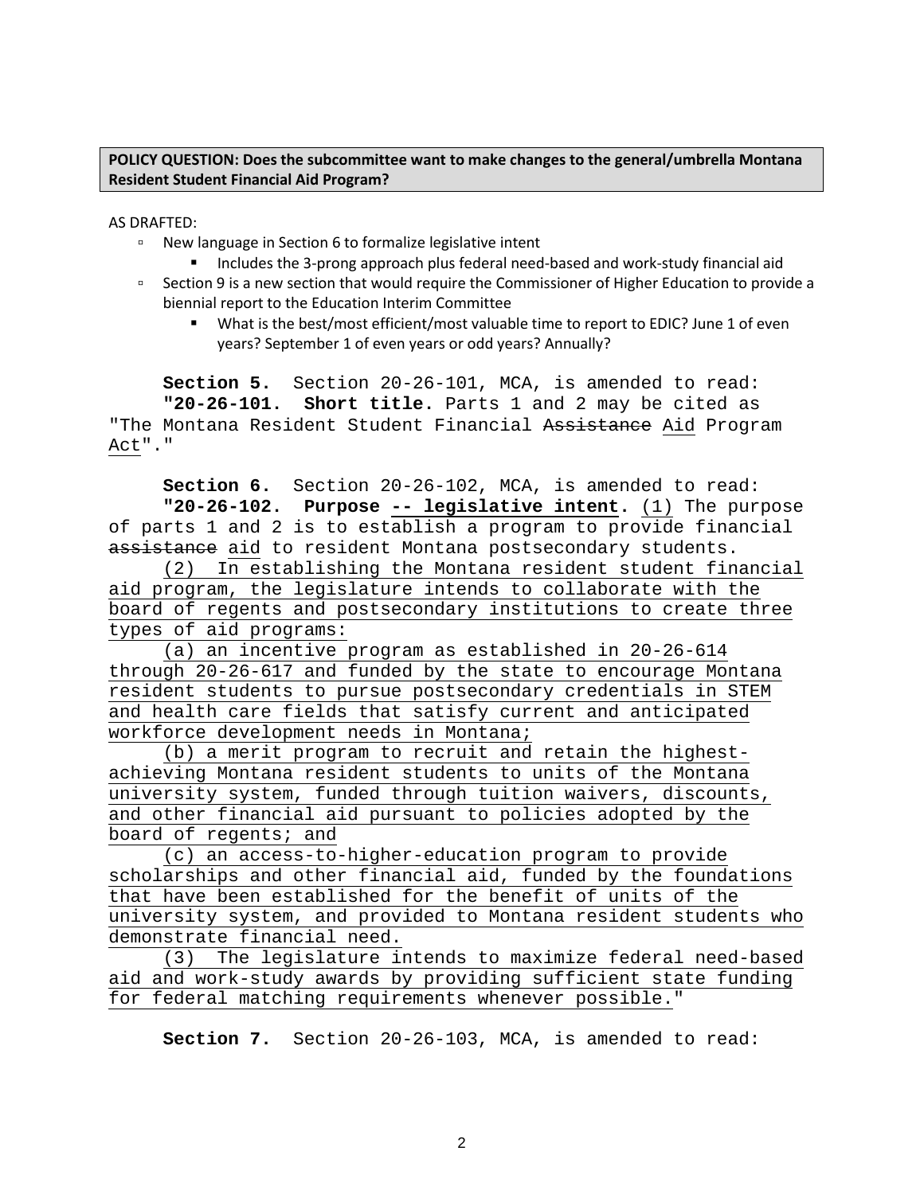**POLICY QUESTION: Does the subcommittee want to make changes to the general/umbrella Montana Resident Student Financial Aid Program?**

AS DRAFTED:

- New language in Section 6 to formalize legislative intent
  - Includes the 3-prong approach plus federal need-based and work-study financial aid
- Section 9 is a new section that would require the Commissioner of Higher Education to provide a biennial report to the Education Interim Committee
  - What is the best/most efficient/most valuable time to report to EDIC? June 1 of even years? September 1 of even years or odd years? Annually?

**Section 5.** Section 20-26-101, MCA, is amended to read:

**"20-26-101. Short title.** Parts 1 and 2 may be cited as "The Montana Resident Student Financial ~~Assistance~~ <u>Aid</u> Program <u>Act</u>"."

**Section 6.** Section 20-26-102, MCA, is amended to read:

**"20-26-102. Purpose <u>-- legislative intent</u>.** <u>(1)</u> The purpose of parts 1 and 2 is to establish a program to provide financial ~~assistance~~ <u>aid</u> to resident Montana postsecondary students.

<u>(2) In establishing the Montana resident student financial aid program, the legislature intends to collaborate with the board of regents and postsecondary institutions to create three types of aid programs:</u>

<u>(a) an incentive program as established in 20-26-614 through 20-26-617 and funded by the state to encourage Montana resident students to pursue postsecondary credentials in STEM and health care fields that satisfy current and anticipated workforce development needs in Montana;</u>

<u>(b) a merit program to recruit and retain the highest-achieving Montana resident students to units of the Montana university system, funded through tuition waivers, discounts, and other financial aid pursuant to policies adopted by the board of regents; and</u>

<u>(c) an access-to-higher-education program to provide scholarships and other financial aid, funded by the foundations that have been established for the benefit of units of the university system, and provided to Montana resident students who demonstrate financial need.</u>

<u>(3) The legislature intends to maximize federal need-based aid and work-study awards by providing sufficient state funding for federal matching requirements whenever possible.</u>"

**Section 7.** Section 20-26-103, MCA, is amended to read: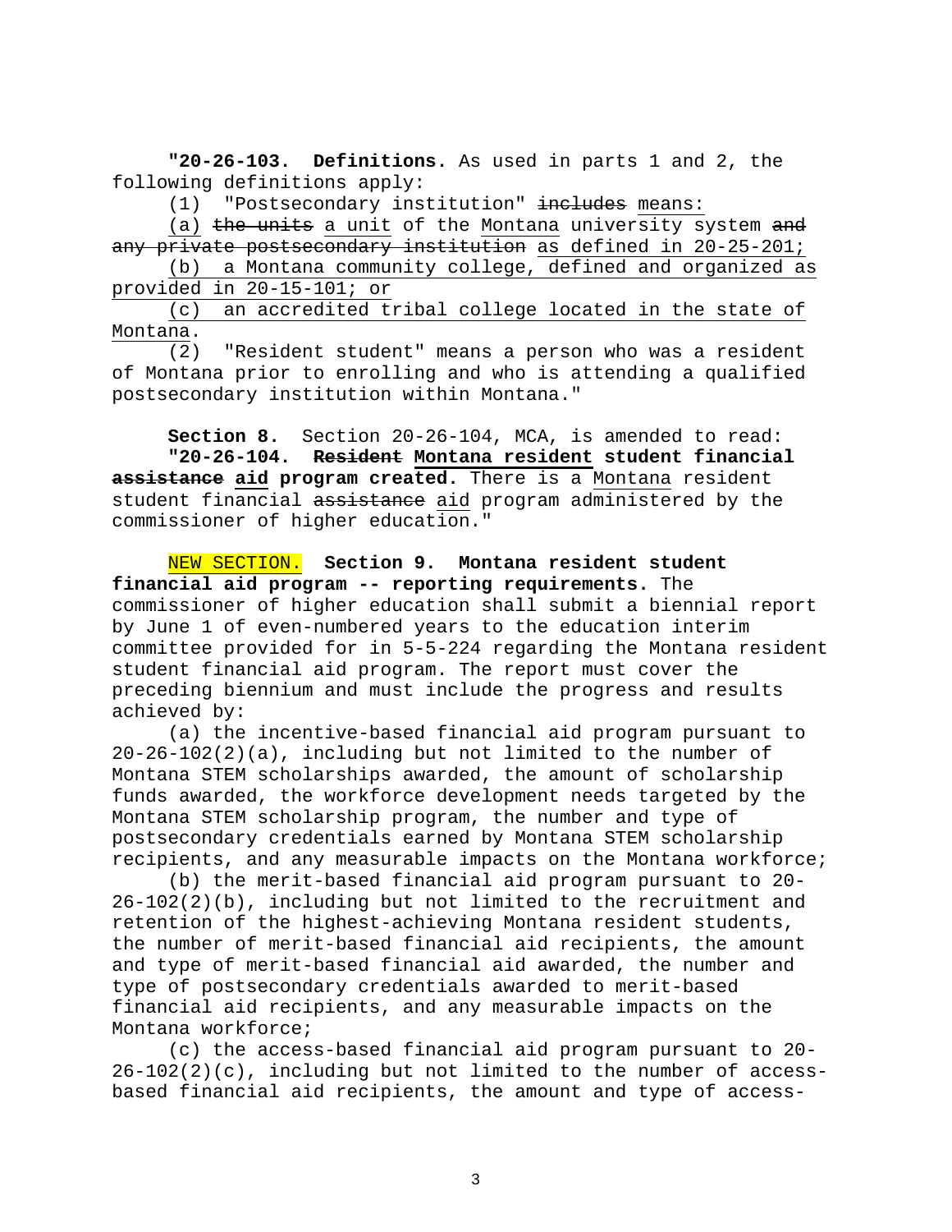**"20-26-103. Definitions.** As used in parts 1 and 2, the following definitions apply:

(1) "Postsecondary institution" ~~includes~~ <u>means:</u>

<u>(a)</u> ~~the units~~ <u>a unit</u> of the <u>Montana</u> university system ~~and any private postsecondary institution~~ <u>as defined in 20-25-201;</u>

<u>(b) a Montana community college, defined and organized as provided in 20-15-101; or</u>

<u>(c) an accredited tribal college located in the state of Montana</u>.

(2) "Resident student" means a person who was a resident of Montana prior to enrolling and who is attending a qualified postsecondary institution within Montana."

**Section 8.** Section 20-26-104, MCA, is amended to read:

**"20-26-104. ~~Resident~~ <u>Montana resident</u> student financial ~~assistance~~ <u>aid</u> program created.** There is a <u>Montana</u> resident student financial ~~assistance~~ <u>aid</u> program administered by the commissioner of higher education."

<u>NEW SECTION.</u> **Section 9. Montana resident student financial aid program -- reporting requirements.** The commissioner of higher education shall submit a biennial report by June 1 of even-numbered years to the education interim committee provided for in 5-5-224 regarding the Montana resident student financial aid program. The report must cover the preceding biennium and must include the progress and results achieved by:

(a) the incentive-based financial aid program pursuant to 20-26-102(2)(a), including but not limited to the number of Montana STEM scholarships awarded, the amount of scholarship funds awarded, the workforce development needs targeted by the Montana STEM scholarship program, the number and type of postsecondary credentials earned by Montana STEM scholarship recipients, and any measurable impacts on the Montana workforce;

(b) the merit-based financial aid program pursuant to 20-26-102(2)(b), including but not limited to the recruitment and retention of the highest-achieving Montana resident students, the number of merit-based financial aid recipients, the amount and type of merit-based financial aid awarded, the number and type of postsecondary credentials awarded to merit-based financial aid recipients, and any measurable impacts on the Montana workforce;

(c) the access-based financial aid program pursuant to 20-26-102(2)(c), including but not limited to the number of access-based financial aid recipients, the amount and type of access-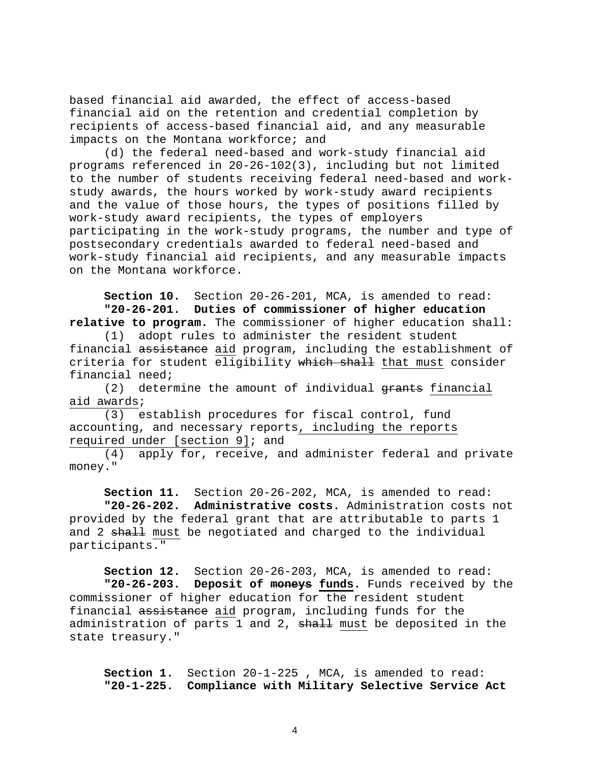based financial aid awarded, the effect of access-based financial aid on the retention and credential completion by recipients of access-based financial aid, and any measurable impacts on the Montana workforce; and

(d) the federal need-based and work-study financial aid programs referenced in 20-26-102(3), including but not limited to the number of students receiving federal need-based and work-study awards, the hours worked by work-study award recipients and the value of those hours, the types of positions filled by work-study award recipients, the types of employers participating in the work-study programs, the number and type of postsecondary credentials awarded to federal need-based and work-study financial aid recipients, and any measurable impacts on the Montana workforce.

**Section 10.** Section 20-26-201, MCA, is amended to read:

**"20-26-201. Duties of commissioner of higher education relative to program.** The commissioner of higher education shall:

(1) adopt rules to administer the resident student financial ~~assistance~~ <u>aid</u> program, including the establishment of criteria for student eligibility ~~which shall~~ <u>that must</u> consider financial need;

(2) determine the amount of individual ~~grants~~ <u>financial aid awards</u>;

(3) establish procedures for fiscal control, fund accounting, and necessary reports<u>, including the reports required under [section 9]</u>; and

(4) apply for, receive, and administer federal and private money."

**Section 11.** Section 20-26-202, MCA, is amended to read:

**"20-26-202. Administrative costs.** Administration costs not provided by the federal grant that are attributable to parts 1 and 2 ~~shall~~ <u>must</u> be negotiated and charged to the individual participants."

**Section 12.** Section 20-26-203, MCA, is amended to read:

**"20-26-203. Deposit of ~~moneys~~ <u>funds</u>.** Funds received by the commissioner of higher education for the resident student financial ~~assistance~~ <u>aid</u> program, including funds for the administration of parts 1 and 2, ~~shall~~ <u>must</u> be deposited in the state treasury."

**Section 1.** Section 20-1-225 , MCA, is amended to read:

**"20-1-225. Compliance with Military Selective Service Act**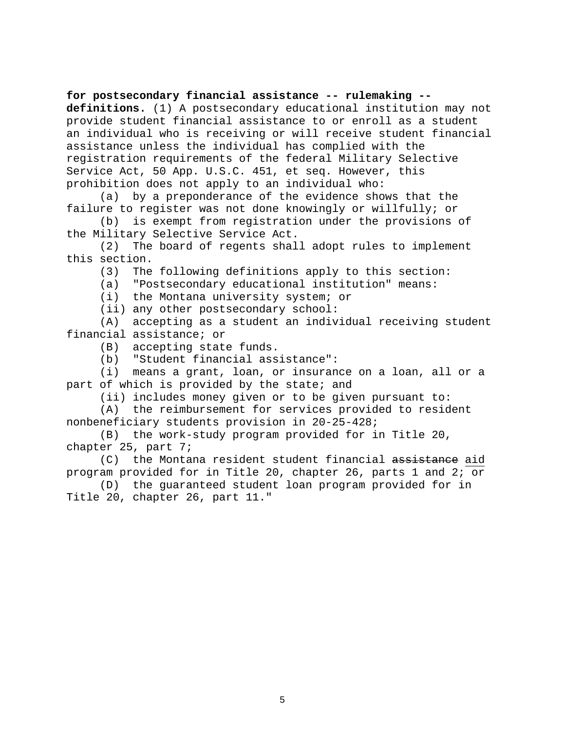**for postsecondary financial assistance -- rulemaking -- definitions.** (1) A postsecondary educational institution may not provide student financial assistance to or enroll as a student an individual who is receiving or will receive student financial assistance unless the individual has complied with the registration requirements of the federal Military Selective Service Act, 50 App. U.S.C. 451, et seq. However, this prohibition does not apply to an individual who:

(a) by a preponderance of the evidence shows that the failure to register was not done knowingly or willfully; or

(b) is exempt from registration under the provisions of the Military Selective Service Act.

(2) The board of regents shall adopt rules to implement this section.

(3) The following definitions apply to this section:

(a) "Postsecondary educational institution" means:

(i) the Montana university system; or

(ii) any other postsecondary school:

(A) accepting as a student an individual receiving student financial assistance; or

(B) accepting state funds.

(b) "Student financial assistance":

(i) means a grant, loan, or insurance on a loan, all or a part of which is provided by the state; and

(ii) includes money given or to be given pursuant to:

(A) the reimbursement for services provided to resident nonbeneficiary students provision in 20-25-428;

(B) the work-study program provided for in Title 20, chapter 25, part 7;

(C) the Montana resident student financial ~~assistance~~ aid program provided for in Title 20, chapter 26, parts 1 and 2; or

(D) the guaranteed student loan program provided for in Title 20, chapter 26, part 11."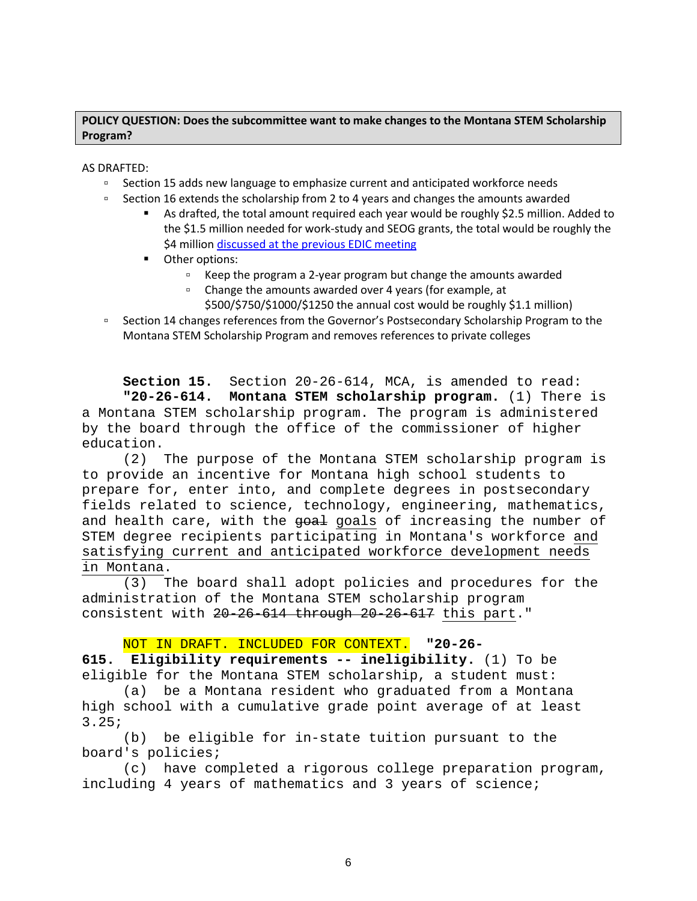**POLICY QUESTION: Does the subcommittee want to make changes to the Montana STEM Scholarship Program?**

AS DRAFTED:

- Section 15 adds new language to emphasize current and anticipated workforce needs
- Section 16 extends the scholarship from 2 to 4 years and changes the amounts awarded
  - As drafted, the total amount required each year would be roughly $2.5 million. Added to the $1.5 million needed for work-study and SEOG grants, the total would be roughly the $4 million [discussed at the previous EDIC meeting]
  - Other options:
    - Keep the program a 2-year program but change the amounts awarded
    - Change the amounts awarded over 4 years (for example, at $500/$750/$1000/$1250 the annual cost would be roughly $1.1 million)
- Section 14 changes references from the Governor's Postsecondary Scholarship Program to the Montana STEM Scholarship Program and removes references to private colleges

**Section 15.** Section 20-26-614, MCA, is amended to read:

**"20-26-614. Montana STEM scholarship program.** (1) There is a Montana STEM scholarship program. The program is administered by the board through the office of the commissioner of higher education.

(2) The purpose of the Montana STEM scholarship program is to provide an incentive for Montana high school students to prepare for, enter into, and complete degrees in postsecondary fields related to science, technology, engineering, mathematics, and health care, with the ~~goal~~ <u>goals</u> of increasing the number of STEM degree recipients participating in Montana's workforce <u>and satisfying current and anticipated workforce development needs in Montana</u>.

(3) The board shall adopt policies and procedures for the administration of the Montana STEM scholarship program consistent with ~~20-26-614 through 20-26-617~~ <u>this part</u>."

NOT IN DRAFT. INCLUDED FOR CONTEXT. **"20-26-615. Eligibility requirements -- ineligibility.** (1) To be eligible for the Montana STEM scholarship, a student must:

(a) be a Montana resident who graduated from a Montana high school with a cumulative grade point average of at least 3.25;

(b) be eligible for in-state tuition pursuant to the board's policies;

(c) have completed a rigorous college preparation program, including 4 years of mathematics and 3 years of science;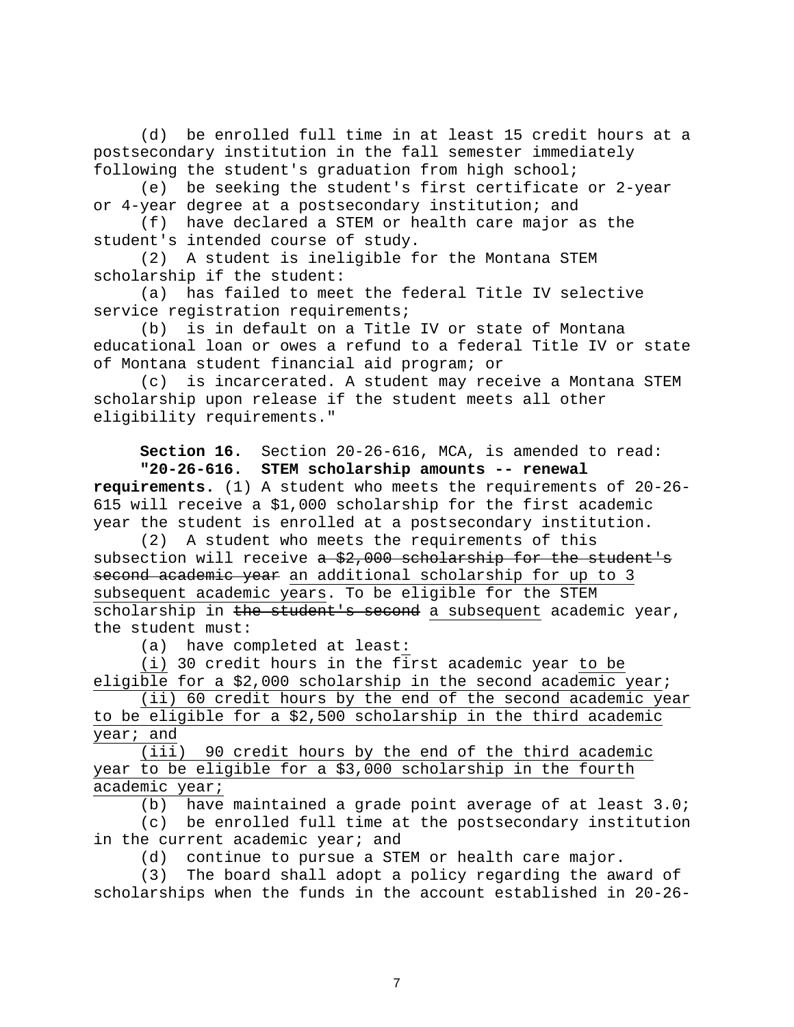(d) be enrolled full time in at least 15 credit hours at a postsecondary institution in the fall semester immediately following the student's graduation from high school;

(e) be seeking the student's first certificate or 2-year or 4-year degree at a postsecondary institution; and

(f) have declared a STEM or health care major as the student's intended course of study.

(2) A student is ineligible for the Montana STEM scholarship if the student:

(a) has failed to meet the federal Title IV selective service registration requirements;

(b) is in default on a Title IV or state of Montana educational loan or owes a refund to a federal Title IV or state of Montana student financial aid program; or

(c) is incarcerated. A student may receive a Montana STEM scholarship upon release if the student meets all other eligibility requirements."

**Section 16.** Section 20-26-616, MCA, is amended to read:

**"20-26-616. STEM scholarship amounts -- renewal requirements.** (1) A student who meets the requirements of 20-26-615 will receive a $1,000 scholarship for the first academic year the student is enrolled at a postsecondary institution.

(2) A student who meets the requirements of this subsection will receive ~~a $2,000 scholarship for the student's second academic year~~ <u>an additional scholarship for up to 3 subsequent academic years</u>. To be eligible for the STEM scholarship in ~~the student's second~~ <u>a subsequent</u> academic year, the student must:

(a) have completed at least<u>:</u>

<u>(i)</u> 30 credit hours in the first academic year <u>to be eligible for a $2,000 scholarship in the second academic year</u>;

<u>(ii) 60 credit hours by the end of the second academic year to be eligible for a $2,500 scholarship in the third academic year; and</u>

<u>(iii) 90 credit hours by the end of the third academic year to be eligible for a $3,000 scholarship in the fourth academic year;</u>

(b) have maintained a grade point average of at least 3.0;

(c) be enrolled full time at the postsecondary institution in the current academic year; and

(d) continue to pursue a STEM or health care major.

(3) The board shall adopt a policy regarding the award of scholarships when the funds in the account established in 20-26-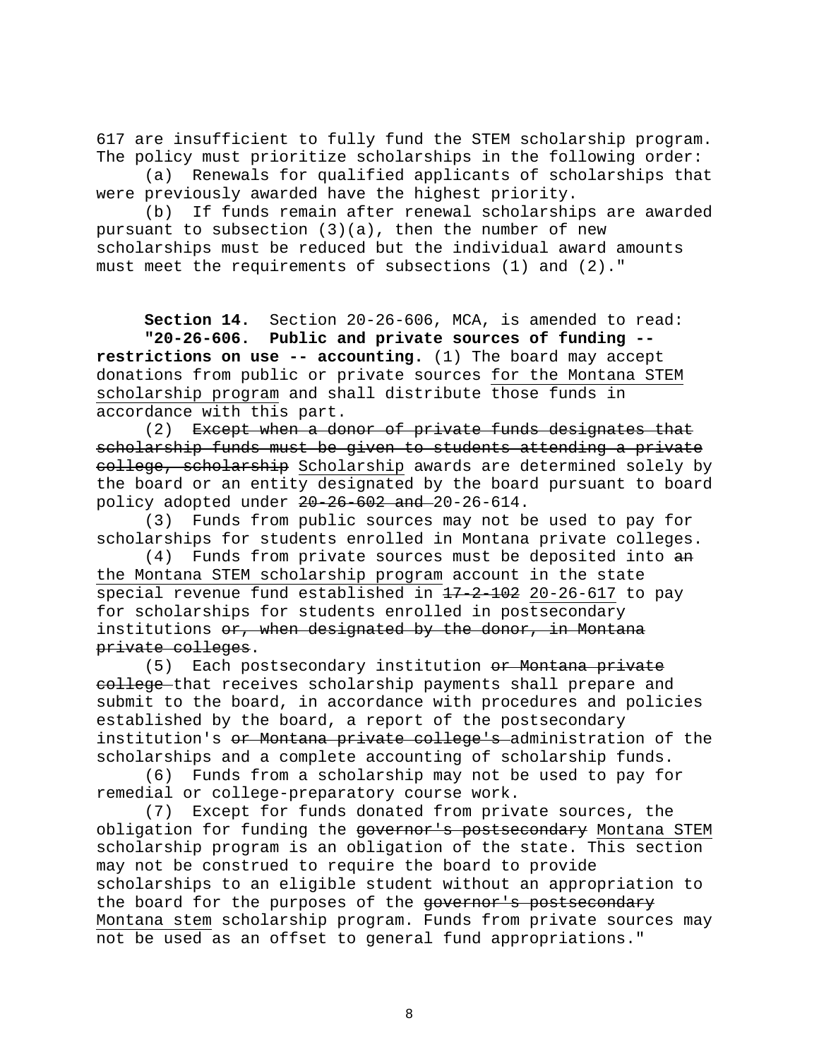617 are insufficient to fully fund the STEM scholarship program. The policy must prioritize scholarships in the following order:

(a) Renewals for qualified applicants of scholarships that were previously awarded have the highest priority.

(b) If funds remain after renewal scholarships are awarded pursuant to subsection (3)(a), then the number of new scholarships must be reduced but the individual award amounts must meet the requirements of subsections (1) and (2)."

**Section 14.** Section 20-26-606, MCA, is amended to read:

**"20-26-606. Public and private sources of funding -- restrictions on use -- accounting.** (1) The board may accept donations from public or private sources for the Montana STEM scholarship program and shall distribute those funds in accordance with this part.

(2) ~~Except when a donor of private funds designates that scholarship funds must be given to students attending a private college, scholarship~~ Scholarship awards are determined solely by the board or an entity designated by the board pursuant to board policy adopted under ~~20-26-602 and~~ 20-26-614.

(3) Funds from public sources may not be used to pay for scholarships for students enrolled in Montana private colleges.

(4) Funds from private sources must be deposited into ~~an~~ the Montana STEM scholarship program account in the state special revenue fund established in ~~17-2-102~~ 20-26-617 to pay for scholarships for students enrolled in postsecondary institutions ~~or, when designated by the donor, in Montana private colleges~~.

(5) Each postsecondary institution ~~or Montana private college~~ that receives scholarship payments shall prepare and submit to the board, in accordance with procedures and policies established by the board, a report of the postsecondary institution's ~~or Montana private college's~~ administration of the scholarships and a complete accounting of scholarship funds.

(6) Funds from a scholarship may not be used to pay for remedial or college-preparatory course work.

(7) Except for funds donated from private sources, the obligation for funding the ~~governor's postsecondary~~ Montana STEM scholarship program is an obligation of the state. This section may not be construed to require the board to provide scholarships to an eligible student without an appropriation to the board for the purposes of the ~~governor's postsecondary~~ Montana stem scholarship program. Funds from private sources may not be used as an offset to general fund appropriations."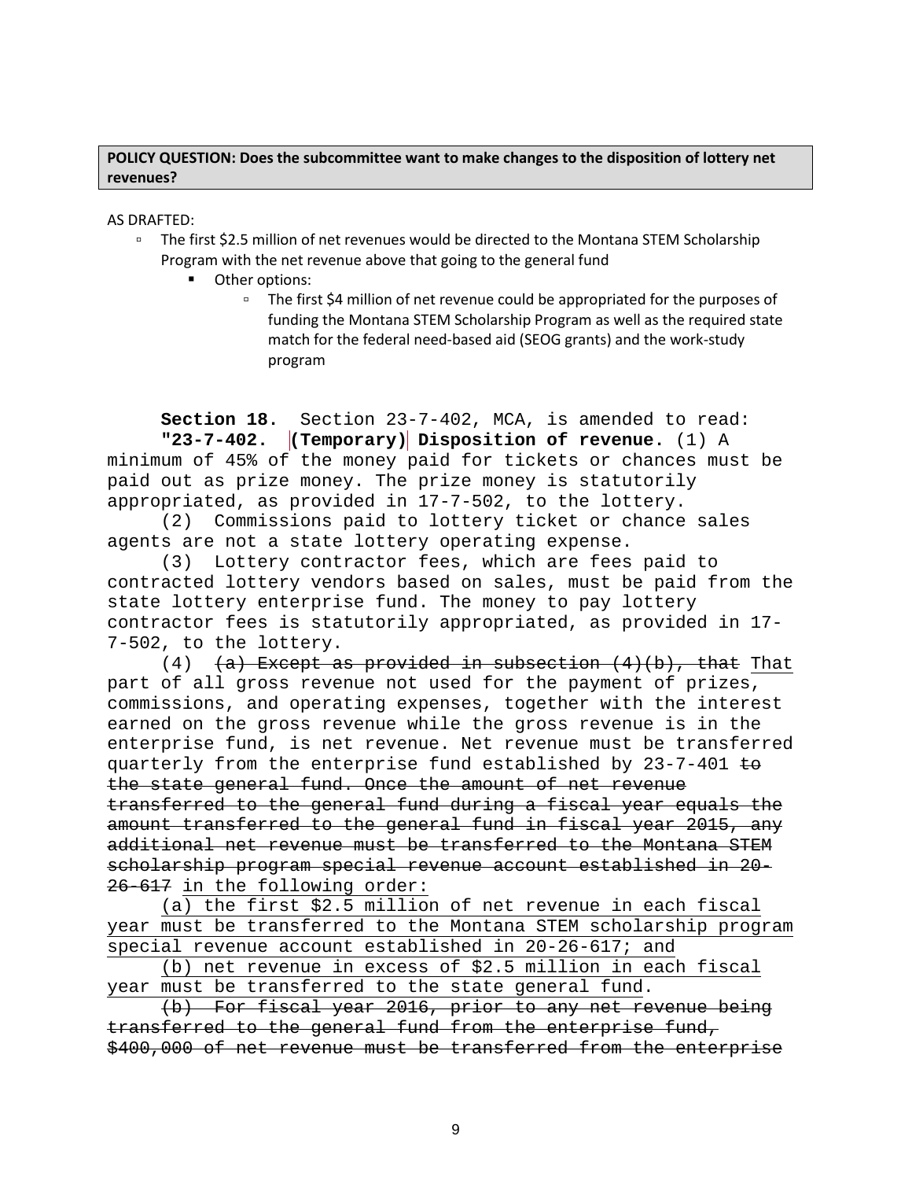**POLICY QUESTION: Does the subcommittee want to make changes to the disposition of lottery net revenues?**

AS DRAFTED:

- The first $2.5 million of net revenues would be directed to the Montana STEM Scholarship Program with the net revenue above that going to the general fund
  - Other options:
    - The first $4 million of net revenue could be appropriated for the purposes of funding the Montana STEM Scholarship Program as well as the required state match for the federal need-based aid (SEOG grants) and the work-study program

**Section 18.** Section 23-7-402, MCA, is amended to read:

**"23-7-402. (Temporary) Disposition of revenue.** (1) A minimum of 45% of the money paid for tickets or chances must be paid out as prize money. The prize money is statutorily appropriated, as provided in 17-7-502, to the lottery.

(2) Commissions paid to lottery ticket or chance sales agents are not a state lottery operating expense.

(3) Lottery contractor fees, which are fees paid to contracted lottery vendors based on sales, must be paid from the state lottery enterprise fund. The money to pay lottery contractor fees is statutorily appropriated, as provided in 17-7-502, to the lottery.

(4) ~~(a) Except as provided in subsection (4)(b), that~~ That part of all gross revenue not used for the payment of prizes, commissions, and operating expenses, together with the interest earned on the gross revenue while the gross revenue is in the enterprise fund, is net revenue. Net revenue must be transferred quarterly from the enterprise fund established by 23-7-401 ~~to the state general fund. Once the amount of net revenue transferred to the general fund during a fiscal year equals the amount transferred to the general fund in fiscal year 2015, any additional net revenue must be transferred to the Montana STEM scholarship program special revenue account established in 20-26-617~~ in the following order:

(a) the first $2.5 million of net revenue in each fiscal year must be transferred to the Montana STEM scholarship program special revenue account established in 20-26-617; and

(b) net revenue in excess of $2.5 million in each fiscal year must be transferred to the state general fund.

~~(b) For fiscal year 2016, prior to any net revenue being transferred to the general fund from the enterprise fund, $400,000 of net revenue must be transferred from the enterprise~~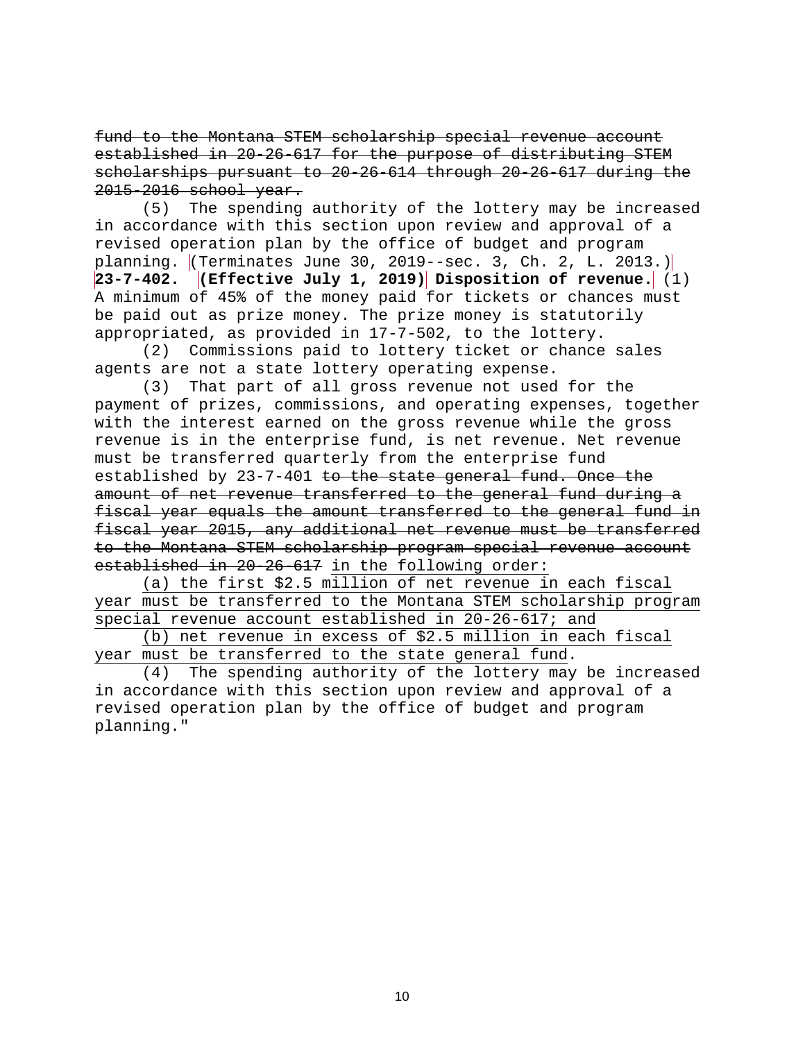~~fund to the Montana STEM scholarship special revenue account established in 20-26-617 for the purpose of distributing STEM scholarships pursuant to 20-26-614 through 20-26-617 during the 2015-2016 school year.~~

(5) The spending authority of the lottery may be increased in accordance with this section upon review and approval of a revised operation plan by the office of budget and program planning. (Terminates June 30, 2019--sec. 3, Ch. 2, L. 2013.)

**23-7-402. (Effective July 1, 2019) Disposition of revenue.** (1) A minimum of 45% of the money paid for tickets or chances must be paid out as prize money. The prize money is statutorily appropriated, as provided in 17-7-502, to the lottery.

(2) Commissions paid to lottery ticket or chance sales agents are not a state lottery operating expense.

(3) That part of all gross revenue not used for the payment of prizes, commissions, and operating expenses, together with the interest earned on the gross revenue while the gross revenue is in the enterprise fund, is net revenue. Net revenue must be transferred quarterly from the enterprise fund established by 23-7-401 ~~to the state general fund. Once the amount of net revenue transferred to the general fund during a fiscal year equals the amount transferred to the general fund in fiscal year 2015, any additional net revenue must be transferred to the Montana STEM scholarship program special revenue account established in 20-26-617~~ <u>in the following order:</u>

<u>(a) the first $2.5 million of net revenue in each fiscal year must be transferred to the Montana STEM scholarship program special revenue account established in 20-26-617; and</u>

<u>(b) net revenue in excess of $2.5 million in each fiscal year must be transferred to the state general fund</u>.

(4) The spending authority of the lottery may be increased in accordance with this section upon review and approval of a revised operation plan by the office of budget and program planning."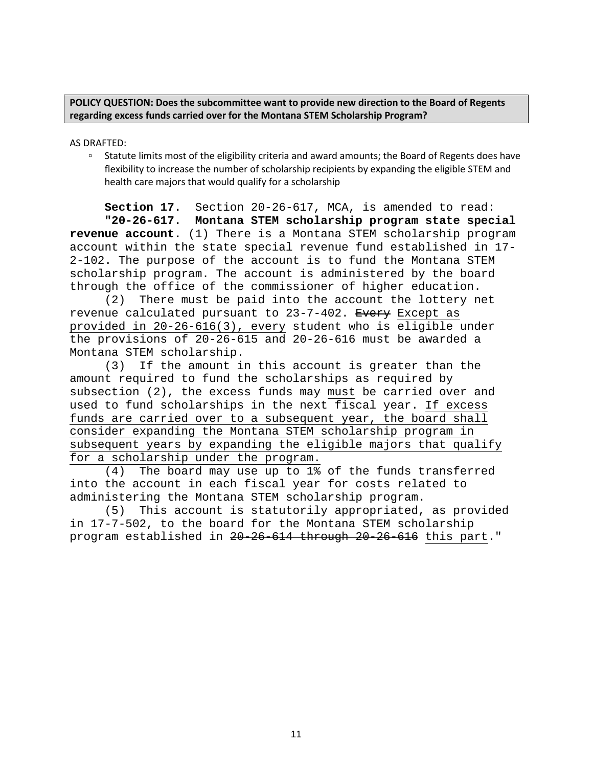**POLICY QUESTION: Does the subcommittee want to provide new direction to the Board of Regents regarding excess funds carried over for the Montana STEM Scholarship Program?**

AS DRAFTED:

- Statute limits most of the eligibility criteria and award amounts; the Board of Regents does have flexibility to increase the number of scholarship recipients by expanding the eligible STEM and health care majors that would qualify for a scholarship

**Section 17.** Section 20-26-617, MCA, is amended to read:

**"20-26-617. Montana STEM scholarship program state special revenue account.** (1) There is a Montana STEM scholarship program account within the state special revenue fund established in 17-2-102. The purpose of the account is to fund the Montana STEM scholarship program. The account is administered by the board through the office of the commissioner of higher education.

(2) There must be paid into the account the lottery net revenue calculated pursuant to 23-7-402. ~~Every~~ <u>Except as provided in 20-26-616(3), every</u> student who is eligible under the provisions of 20-26-615 and 20-26-616 must be awarded a Montana STEM scholarship.

(3) If the amount in this account is greater than the amount required to fund the scholarships as required by subsection (2), the excess funds ~~may~~ <u>must</u> be carried over and used to fund scholarships in the next fiscal year. <u>If excess funds are carried over to a subsequent year, the board shall consider expanding the Montana STEM scholarship program in subsequent years by expanding the eligible majors that qualify for a scholarship under the program.</u>

(4) The board may use up to 1% of the funds transferred into the account in each fiscal year for costs related to administering the Montana STEM scholarship program.

(5) This account is statutorily appropriated, as provided in 17-7-502, to the board for the Montana STEM scholarship program established in ~~20-26-614 through 20-26-616~~ <u>this part</u>."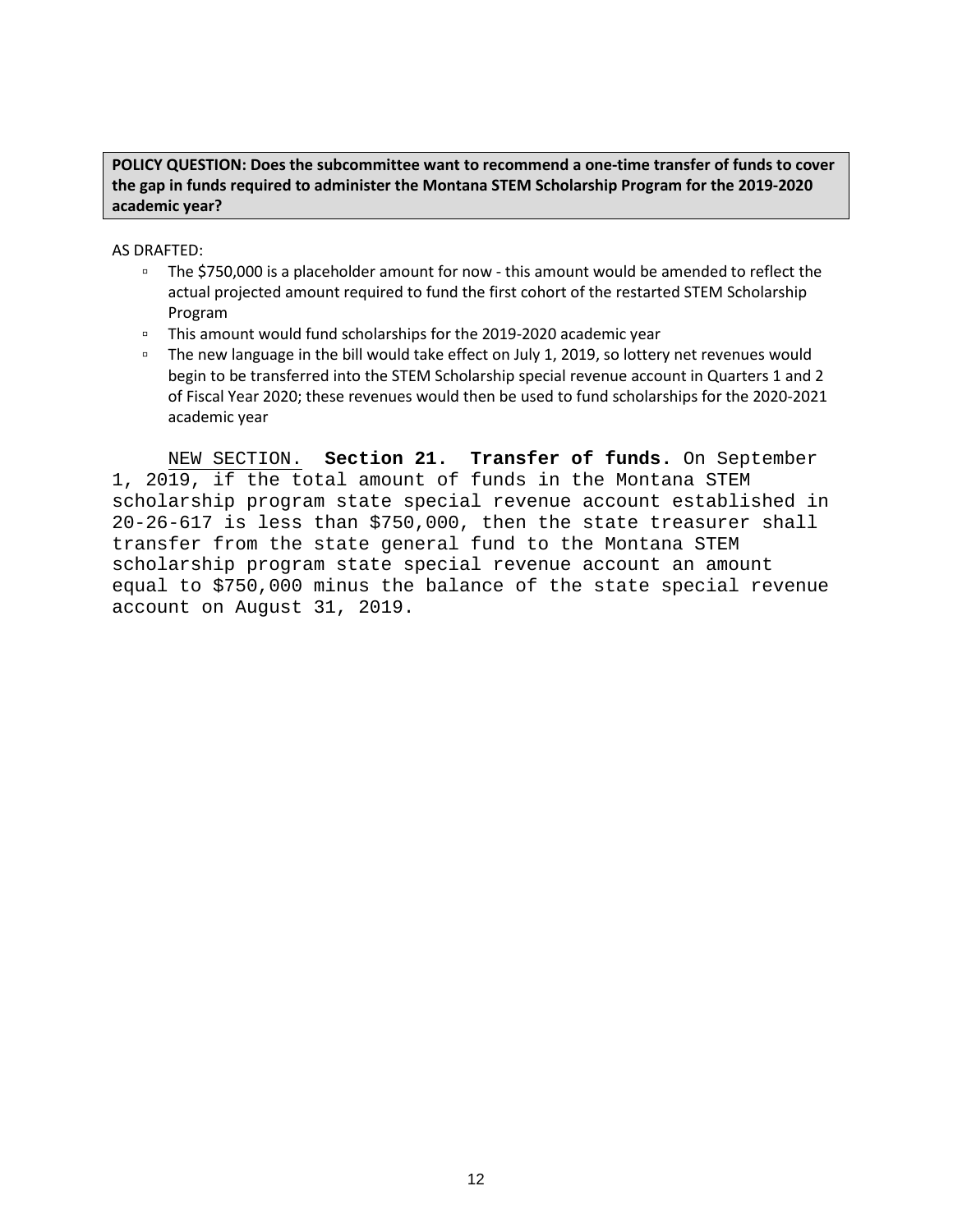**POLICY QUESTION: Does the subcommittee want to recommend a one-time transfer of funds to cover the gap in funds required to administer the Montana STEM Scholarship Program for the 2019-2020 academic year?**

AS DRAFTED:

- The $750,000 is a placeholder amount for now - this amount would be amended to reflect the actual projected amount required to fund the first cohort of the restarted STEM Scholarship Program
- This amount would fund scholarships for the 2019-2020 academic year
- The new language in the bill would take effect on July 1, 2019, so lottery net revenues would begin to be transferred into the STEM Scholarship special revenue account in Quarters 1 and 2 of Fiscal Year 2020; these revenues would then be used to fund scholarships for the 2020-2021 academic year

<u>NEW SECTION.</u> **Section 21. Transfer of funds.** On September 1, 2019, if the total amount of funds in the Montana STEM scholarship program state special revenue account established in 20-26-617 is less than $750,000, then the state treasurer shall transfer from the state general fund to the Montana STEM scholarship program state special revenue account an amount equal to $750,000 minus the balance of the state special revenue account on August 31, 2019.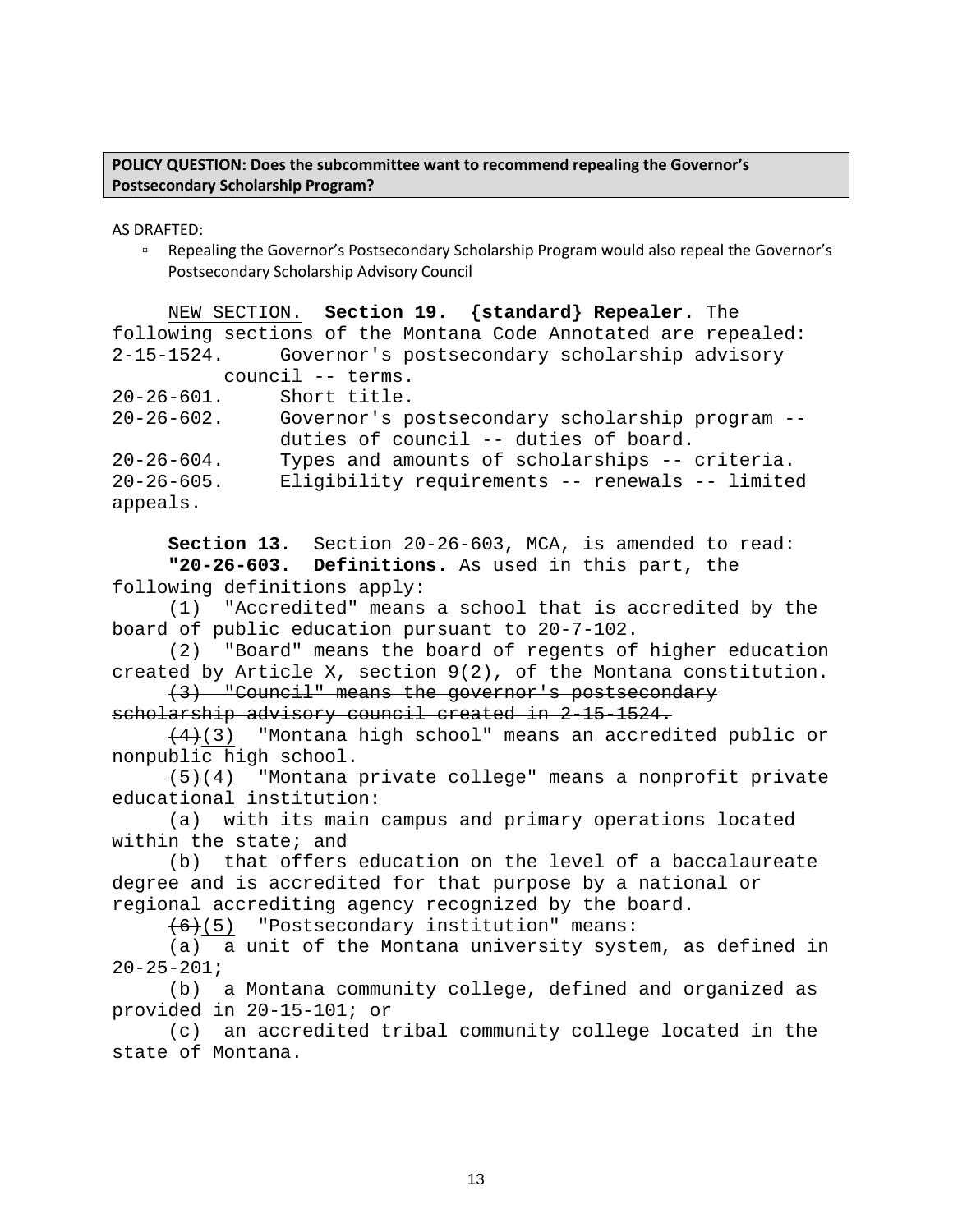**POLICY QUESTION: Does the subcommittee want to recommend repealing the Governor's Postsecondary Scholarship Program?**

AS DRAFTED:

- Repealing the Governor's Postsecondary Scholarship Program would also repeal the Governor's Postsecondary Scholarship Advisory Council

NEW SECTION. **Section 19. {standard} Repealer.** The following sections of the Montana Code Annotated are repealed:

2-15-1524. Governor's postsecondary scholarship advisory council -- terms.
20-26-601. Short title.
20-26-602. Governor's postsecondary scholarship program -- duties of council -- duties of board.
20-26-604. Types and amounts of scholarships -- criteria.
20-26-605. Eligibility requirements -- renewals -- limited appeals.

**Section 13.** Section 20-26-603, MCA, is amended to read:

**"20-26-603. Definitions.** As used in this part, the following definitions apply:

(1) "Accredited" means a school that is accredited by the board of public education pursuant to 20-7-102.

(2) "Board" means the board of regents of higher education created by Article X, section 9(2), of the Montana constitution.

~~(3) "Council" means the governor's postsecondary scholarship advisory council created in 2-15-1524.~~

~~(4)~~(3) "Montana high school" means an accredited public or nonpublic high school.

~~(5)~~(4) "Montana private college" means a nonprofit private educational institution:

(a) with its main campus and primary operations located within the state; and

(b) that offers education on the level of a baccalaureate degree and is accredited for that purpose by a national or regional accrediting agency recognized by the board.

~~(6)~~(5) "Postsecondary institution" means:

(a) a unit of the Montana university system, as defined in 20-25-201;

(b) a Montana community college, defined and organized as provided in 20-15-101; or

(c) an accredited tribal community college located in the state of Montana.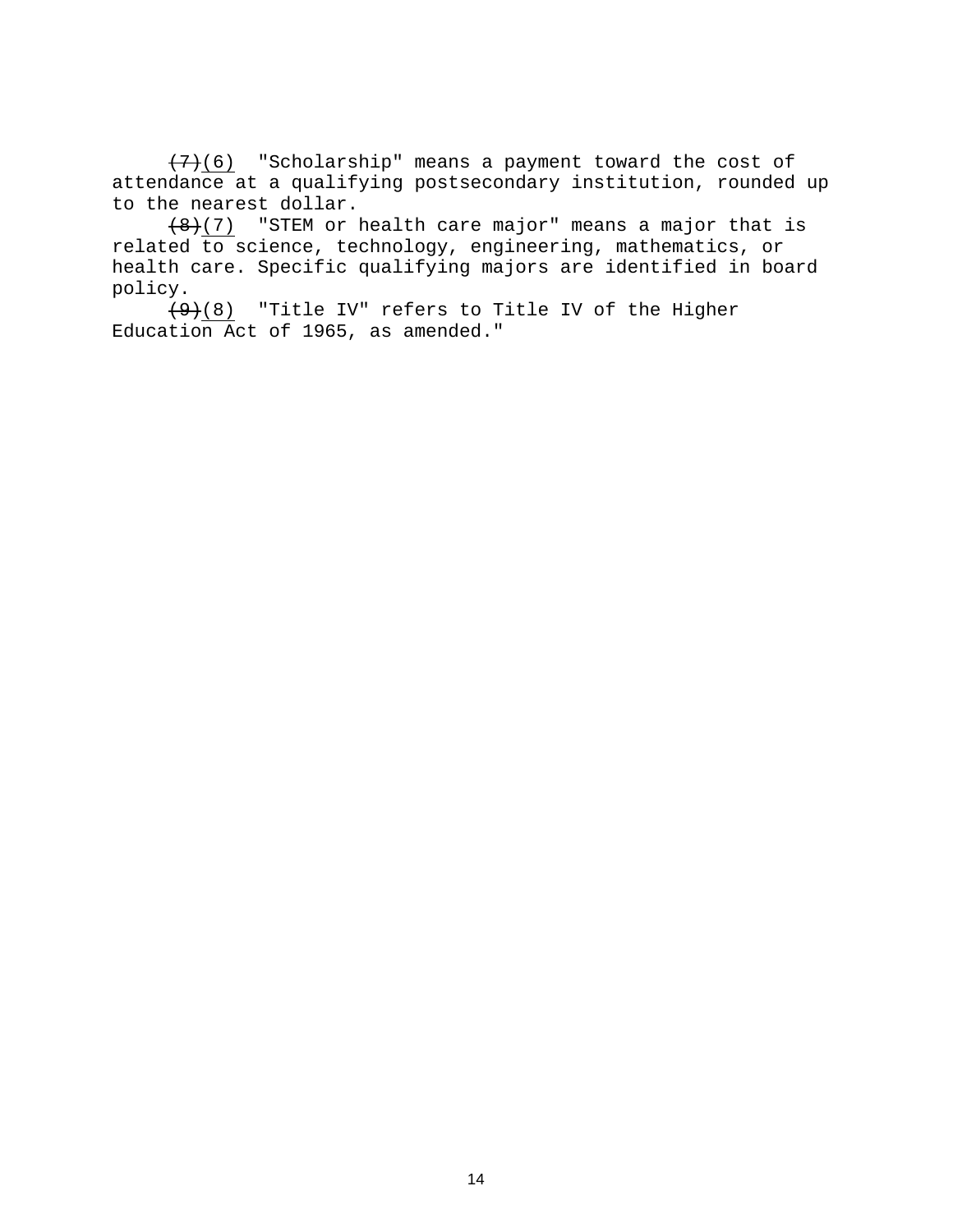~~(7)~~(6) "Scholarship" means a payment toward the cost of attendance at a qualifying postsecondary institution, rounded up to the nearest dollar.

~~(8)~~(7) "STEM or health care major" means a major that is related to science, technology, engineering, mathematics, or health care. Specific qualifying majors are identified in board policy.

~~(9)~~(8) "Title IV" refers to Title IV of the Higher Education Act of 1965, as amended."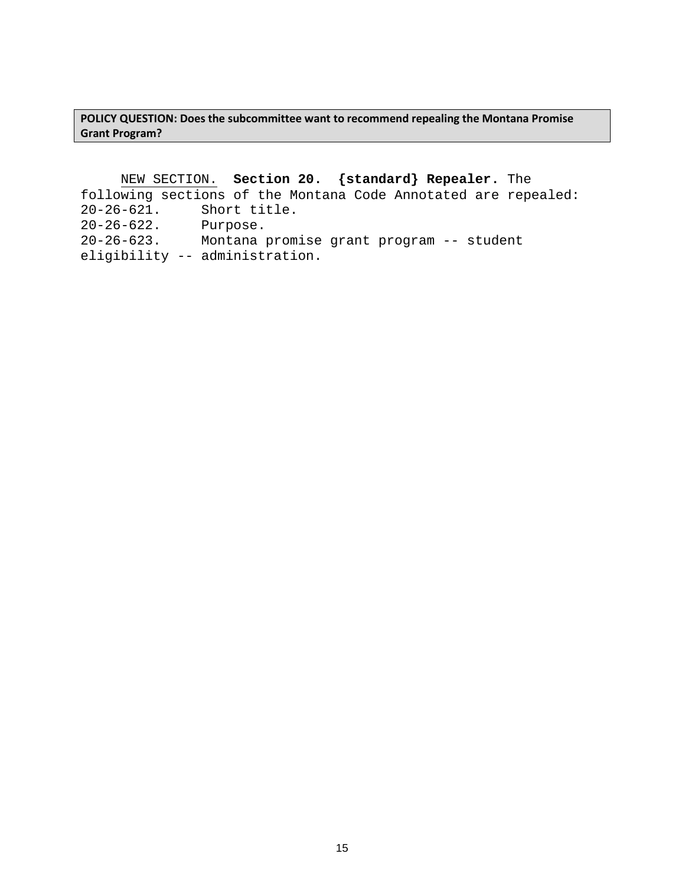**POLICY QUESTION: Does the subcommittee want to recommend repealing the Montana Promise Grant Program?**

NEW SECTION. **Section 20. {standard} Repealer.** The following sections of the Montana Code Annotated are repealed:

20-26-621. Short title.

20-26-622. Purpose.

20-26-623. Montana promise grant program -- student eligibility -- administration.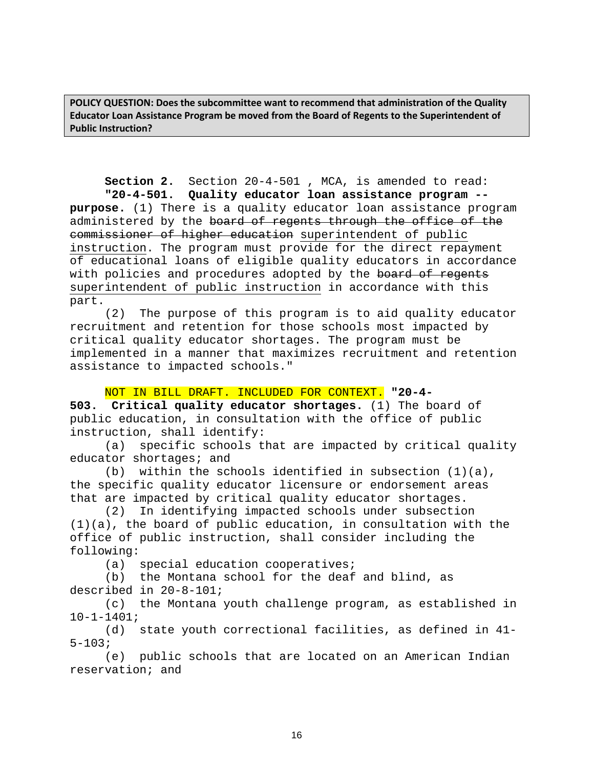**POLICY QUESTION: Does the subcommittee want to recommend that administration of the Quality Educator Loan Assistance Program be moved from the Board of Regents to the Superintendent of Public Instruction?**

**Section 2.** Section 20-4-501 , MCA, is amended to read:

**"20-4-501. Quality educator loan assistance program -- purpose.** (1) There is a quality educator loan assistance program administered by the ~~board of regents through the office of the commissioner of higher education~~ <u>superintendent of public instruction</u>. The program must provide for the direct repayment of educational loans of eligible quality educators in accordance with policies and procedures adopted by the ~~board of regents~~ <u>superintendent of public instruction</u> in accordance with this part.

(2) The purpose of this program is to aid quality educator recruitment and retention for those schools most impacted by critical quality educator shortages. The program must be implemented in a manner that maximizes recruitment and retention assistance to impacted schools."

NOT IN BILL DRAFT. INCLUDED FOR CONTEXT. **"20-4-503. Critical quality educator shortages.** (1) The board of public education, in consultation with the office of public instruction, shall identify:

(a) specific schools that are impacted by critical quality educator shortages; and

(b) within the schools identified in subsection (1)(a), the specific quality educator licensure or endorsement areas that are impacted by critical quality educator shortages.

(2) In identifying impacted schools under subsection (1)(a), the board of public education, in consultation with the office of public instruction, shall consider including the following:

(a) special education cooperatives;

(b) the Montana school for the deaf and blind, as described in 20-8-101;

(c) the Montana youth challenge program, as established in 10-1-1401;

(d) state youth correctional facilities, as defined in 41-5-103;

(e) public schools that are located on an American Indian reservation; and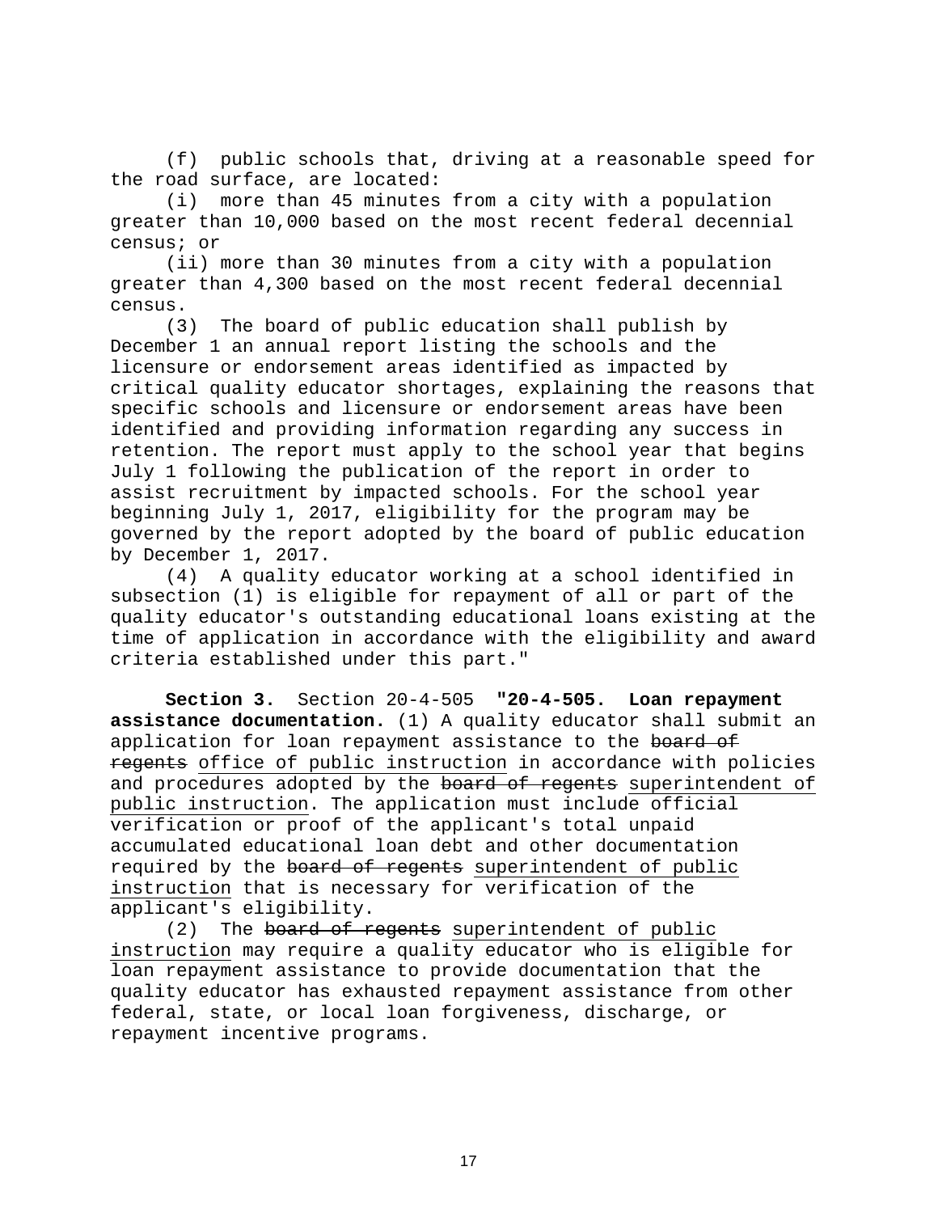(f) public schools that, driving at a reasonable speed for the road surface, are located:

(i) more than 45 minutes from a city with a population greater than 10,000 based on the most recent federal decennial census; or

(ii) more than 30 minutes from a city with a population greater than 4,300 based on the most recent federal decennial census.

(3) The board of public education shall publish by December 1 an annual report listing the schools and the licensure or endorsement areas identified as impacted by critical quality educator shortages, explaining the reasons that specific schools and licensure or endorsement areas have been identified and providing information regarding any success in retention. The report must apply to the school year that begins July 1 following the publication of the report in order to assist recruitment by impacted schools. For the school year beginning July 1, 2017, eligibility for the program may be governed by the report adopted by the board of public education by December 1, 2017.

(4) A quality educator working at a school identified in subsection (1) is eligible for repayment of all or part of the quality educator's outstanding educational loans existing at the time of application in accordance with the eligibility and award criteria established under this part."

**Section 3.** Section 20-4-505 **"20-4-505. Loan repayment assistance documentation.** (1) A quality educator shall submit an application for loan repayment assistance to the ~~board of regents~~ office of public instruction in accordance with policies and procedures adopted by the ~~board of regents~~ superintendent of public instruction. The application must include official verification or proof of the applicant's total unpaid accumulated educational loan debt and other documentation required by the ~~board of regents~~ superintendent of public instruction that is necessary for verification of the applicant's eligibility.

(2) The ~~board of regents~~ superintendent of public instruction may require a quality educator who is eligible for loan repayment assistance to provide documentation that the quality educator has exhausted repayment assistance from other federal, state, or local loan forgiveness, discharge, or repayment incentive programs.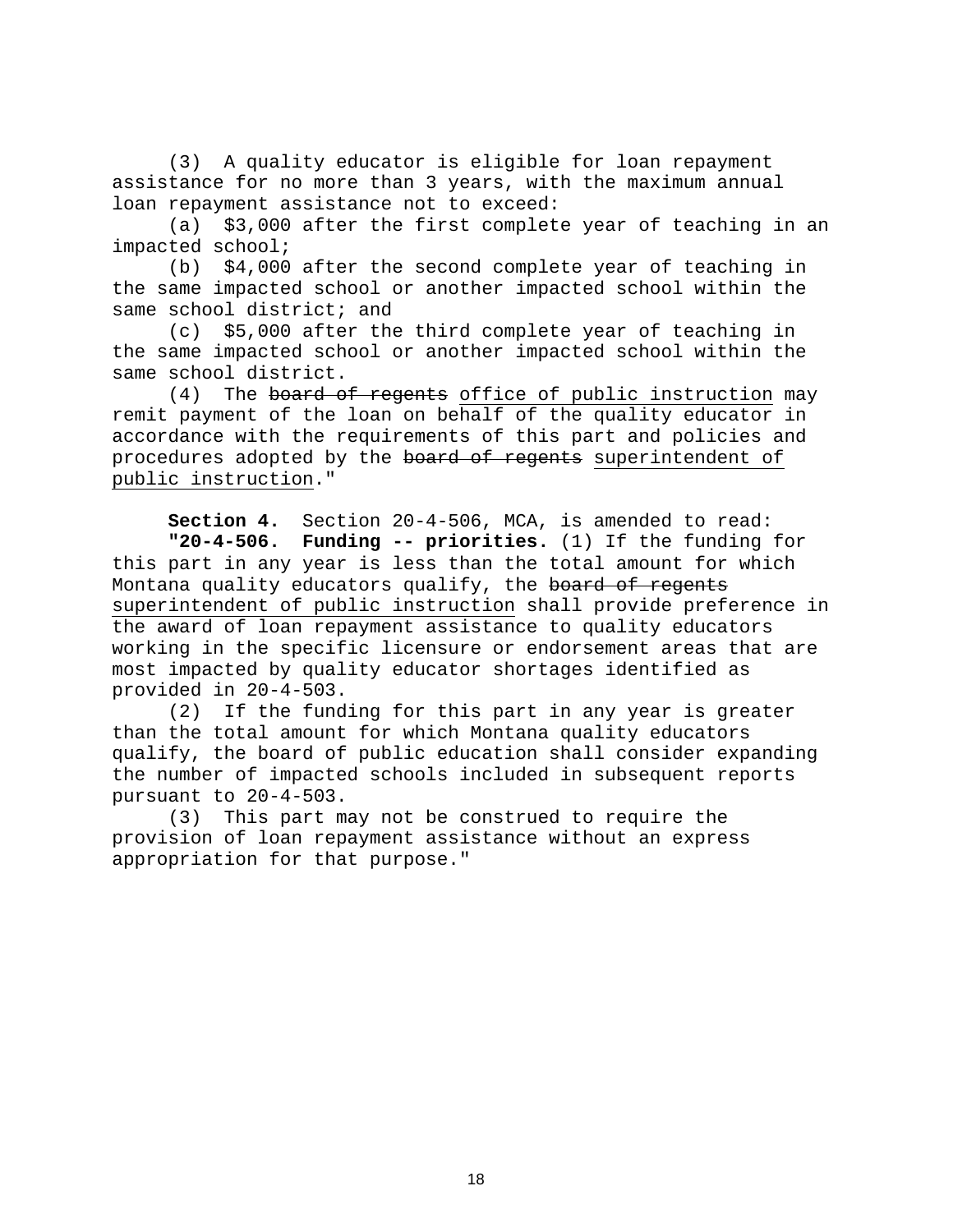(3) A quality educator is eligible for loan repayment assistance for no more than 3 years, with the maximum annual loan repayment assistance not to exceed:

(a) $3,000 after the first complete year of teaching in an impacted school;

(b) $4,000 after the second complete year of teaching in the same impacted school or another impacted school within the same school district; and

(c) $5,000 after the third complete year of teaching in the same impacted school or another impacted school within the same school district.

(4) The ~~board of regents~~ <u>office of public instruction</u> may remit payment of the loan on behalf of the quality educator in accordance with the requirements of this part and policies and procedures adopted by the ~~board of regents~~ <u>superintendent of public instruction</u>."

**Section 4.** Section 20-4-506, MCA, is amended to read:

**"20-4-506. Funding -- priorities.** (1) If the funding for this part in any year is less than the total amount for which Montana quality educators qualify, the ~~board of regents~~ <u>superintendent of public instruction</u> shall provide preference in the award of loan repayment assistance to quality educators working in the specific licensure or endorsement areas that are most impacted by quality educator shortages identified as provided in 20-4-503.

(2) If the funding for this part in any year is greater than the total amount for which Montana quality educators qualify, the board of public education shall consider expanding the number of impacted schools included in subsequent reports pursuant to 20-4-503.

(3) This part may not be construed to require the provision of loan repayment assistance without an express appropriation for that purpose."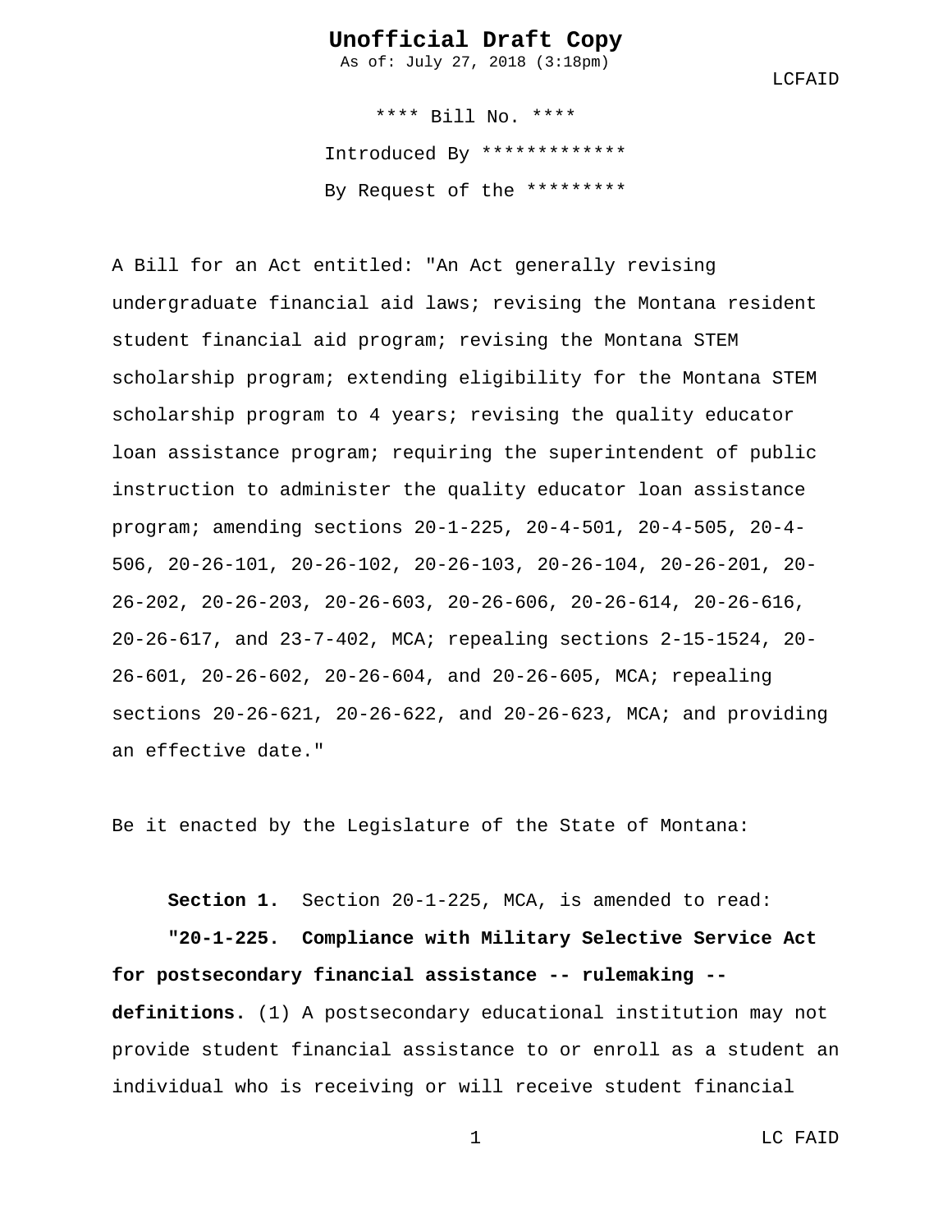**Unofficial Draft Copy**
As of: July 27, 2018 (3:18pm)

LCFAID

**** Bill No. ****

Introduced By *************

By Request of the *********

A Bill for an Act entitled: "An Act generally revising undergraduate financial aid laws; revising the Montana resident student financial aid program; revising the Montana STEM scholarship program; extending eligibility for the Montana STEM scholarship program to 4 years; revising the quality educator loan assistance program; requiring the superintendent of public instruction to administer the quality educator loan assistance program; amending sections 20-1-225, 20-4-501, 20-4-505, 20-4-506, 20-26-101, 20-26-102, 20-26-103, 20-26-104, 20-26-201, 20-26-202, 20-26-203, 20-26-603, 20-26-606, 20-26-614, 20-26-616, 20-26-617, and 23-7-402, MCA; repealing sections 2-15-1524, 20-26-601, 20-26-602, 20-26-604, and 20-26-605, MCA; repealing sections 20-26-621, 20-26-622, and 20-26-623, MCA; and providing an effective date."

Be it enacted by the Legislature of the State of Montana:

**Section 1.** Section 20-1-225, MCA, is amended to read:

**"20-1-225. Compliance with Military Selective Service Act for postsecondary financial assistance -- rulemaking -- definitions.** (1) A postsecondary educational institution may not provide student financial assistance to or enroll as a student an individual who is receiving or will receive student financial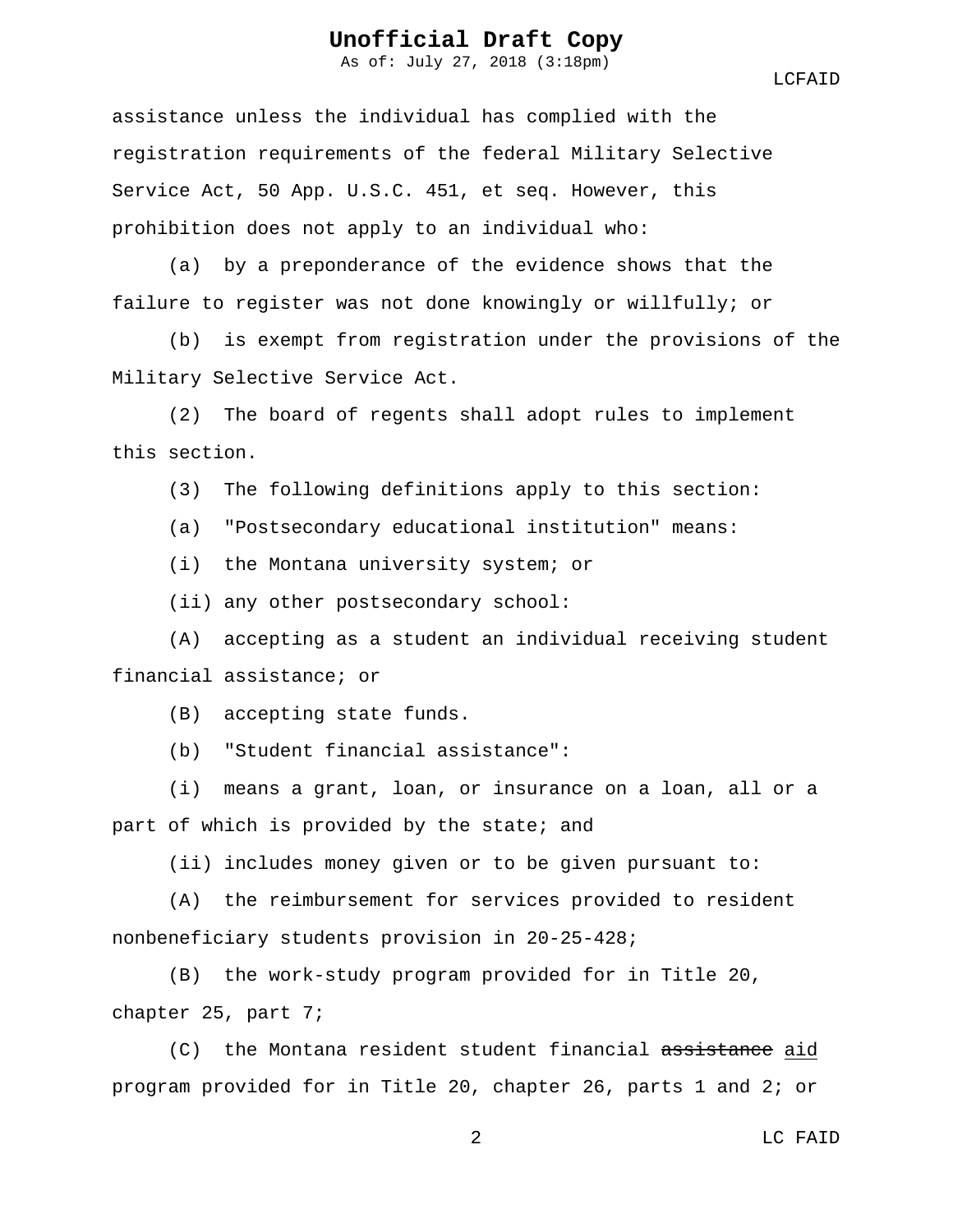assistance unless the individual has complied with the registration requirements of the federal Military Selective Service Act, 50 App. U.S.C. 451, et seq. However, this prohibition does not apply to an individual who:

(a) by a preponderance of the evidence shows that the failure to register was not done knowingly or willfully; or

(b) is exempt from registration under the provisions of the Military Selective Service Act.

(2) The board of regents shall adopt rules to implement this section.

(3) The following definitions apply to this section:

(a) "Postsecondary educational institution" means:

(i) the Montana university system; or

(ii) any other postsecondary school:

(A) accepting as a student an individual receiving student financial assistance; or

(B) accepting state funds.

(b) "Student financial assistance":

(i) means a grant, loan, or insurance on a loan, all or a part of which is provided by the state; and

(ii) includes money given or to be given pursuant to:

(A) the reimbursement for services provided to resident nonbeneficiary students provision in 20-25-428;

(B) the work-study program provided for in Title 20, chapter 25, part 7;

(C) the Montana resident student financial ~~assistance~~ <u>aid</u> program provided for in Title 20, chapter 26, parts 1 and 2; or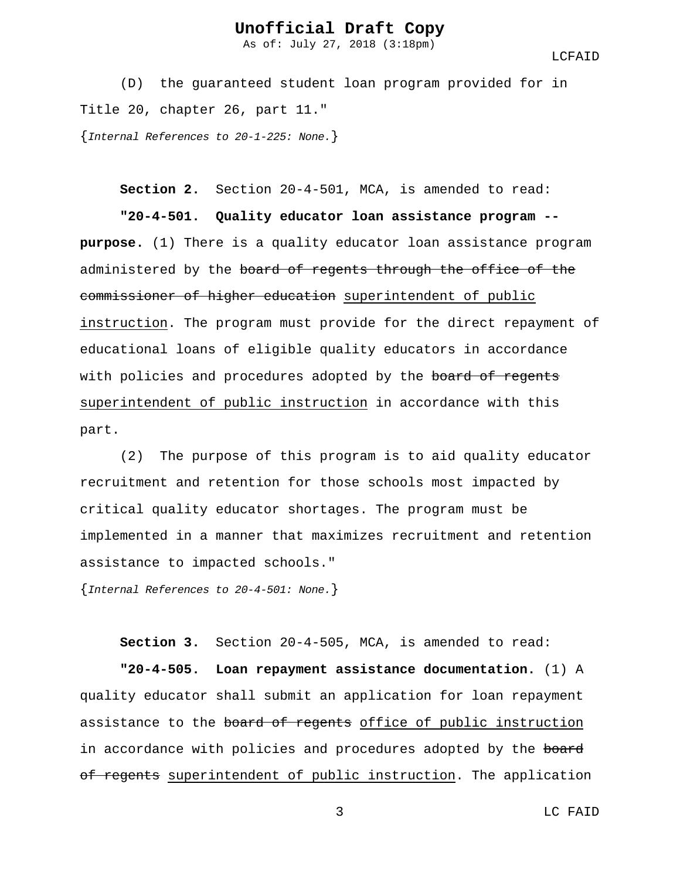(D) the guaranteed student loan program provided for in Title 20, chapter 26, part 11."

{*Internal References to 20-1-225: None.*}

**Section 2.** Section 20-4-501, MCA, is amended to read:

**"20-4-501. Quality educator loan assistance program -- purpose.** (1) There is a quality educator loan assistance program administered by the ~~board of regents through the office of the commissioner of higher education~~ <u>superintendent of public instruction</u>. The program must provide for the direct repayment of educational loans of eligible quality educators in accordance with policies and procedures adopted by the ~~board of regents~~ <u>superintendent of public instruction</u> in accordance with this part.

(2) The purpose of this program is to aid quality educator recruitment and retention for those schools most impacted by critical quality educator shortages. The program must be implemented in a manner that maximizes recruitment and retention assistance to impacted schools."

{*Internal References to 20-4-501: None.*}

**Section 3.** Section 20-4-505, MCA, is amended to read:

**"20-4-505. Loan repayment assistance documentation.** (1) A quality educator shall submit an application for loan repayment assistance to the ~~board of regents~~ <u>office of public instruction</u> in accordance with policies and procedures adopted by the ~~board of regents~~ <u>superintendent of public instruction</u>. The application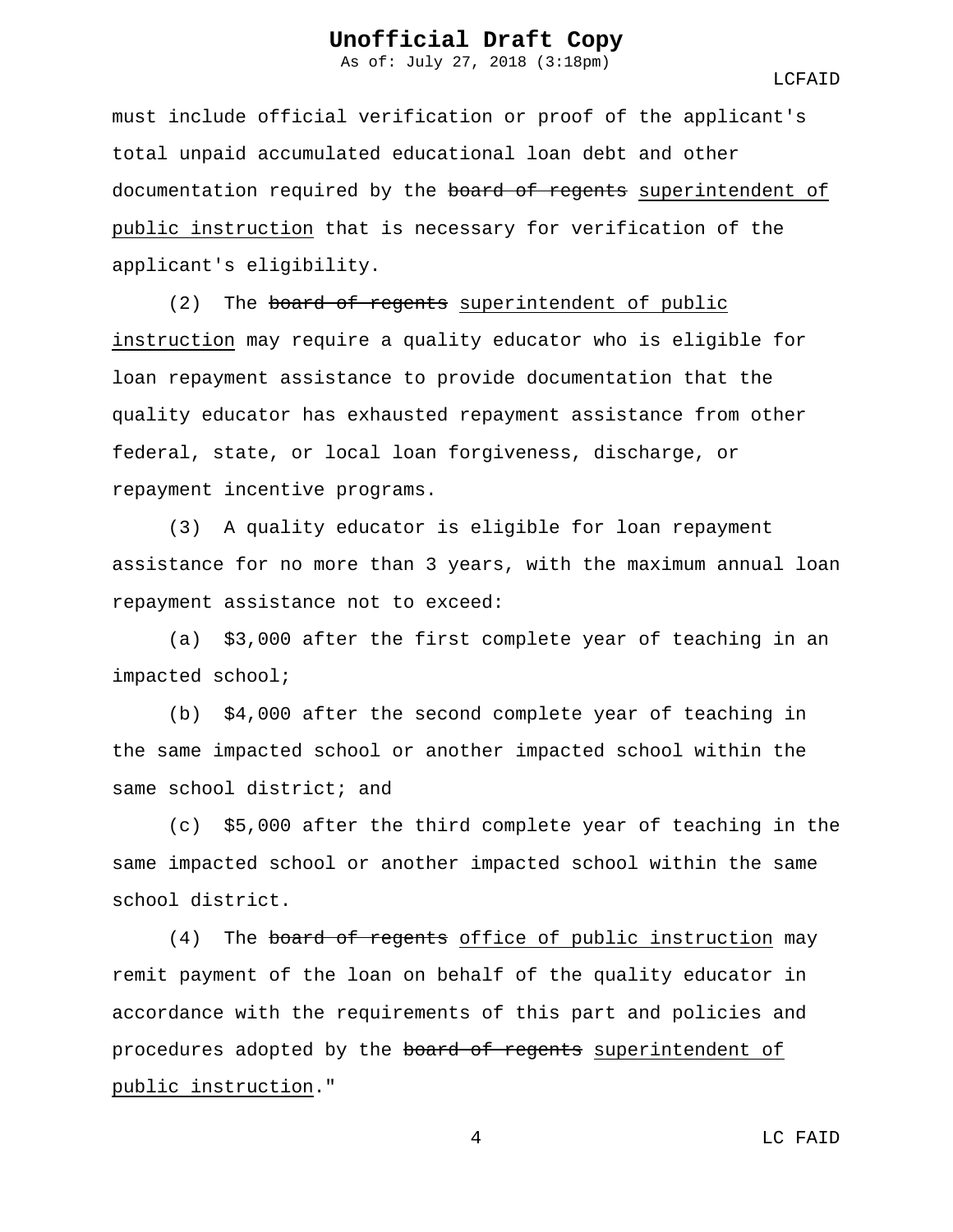must include official verification or proof of the applicant's total unpaid accumulated educational loan debt and other documentation required by the ~~board of regents~~ <u>superintendent of public instruction</u> that is necessary for verification of the applicant's eligibility.

(2) The ~~board of regents~~ <u>superintendent of public instruction</u> may require a quality educator who is eligible for loan repayment assistance to provide documentation that the quality educator has exhausted repayment assistance from other federal, state, or local loan forgiveness, discharge, or repayment incentive programs.

(3) A quality educator is eligible for loan repayment assistance for no more than 3 years, with the maximum annual loan repayment assistance not to exceed:

(a) $3,000 after the first complete year of teaching in an impacted school;

(b) $4,000 after the second complete year of teaching in the same impacted school or another impacted school within the same school district; and

(c) $5,000 after the third complete year of teaching in the same impacted school or another impacted school within the same school district.

(4) The ~~board of regents~~ <u>office of public instruction</u> may remit payment of the loan on behalf of the quality educator in accordance with the requirements of this part and policies and procedures adopted by the ~~board of regents~~ <u>superintendent of public instruction</u>."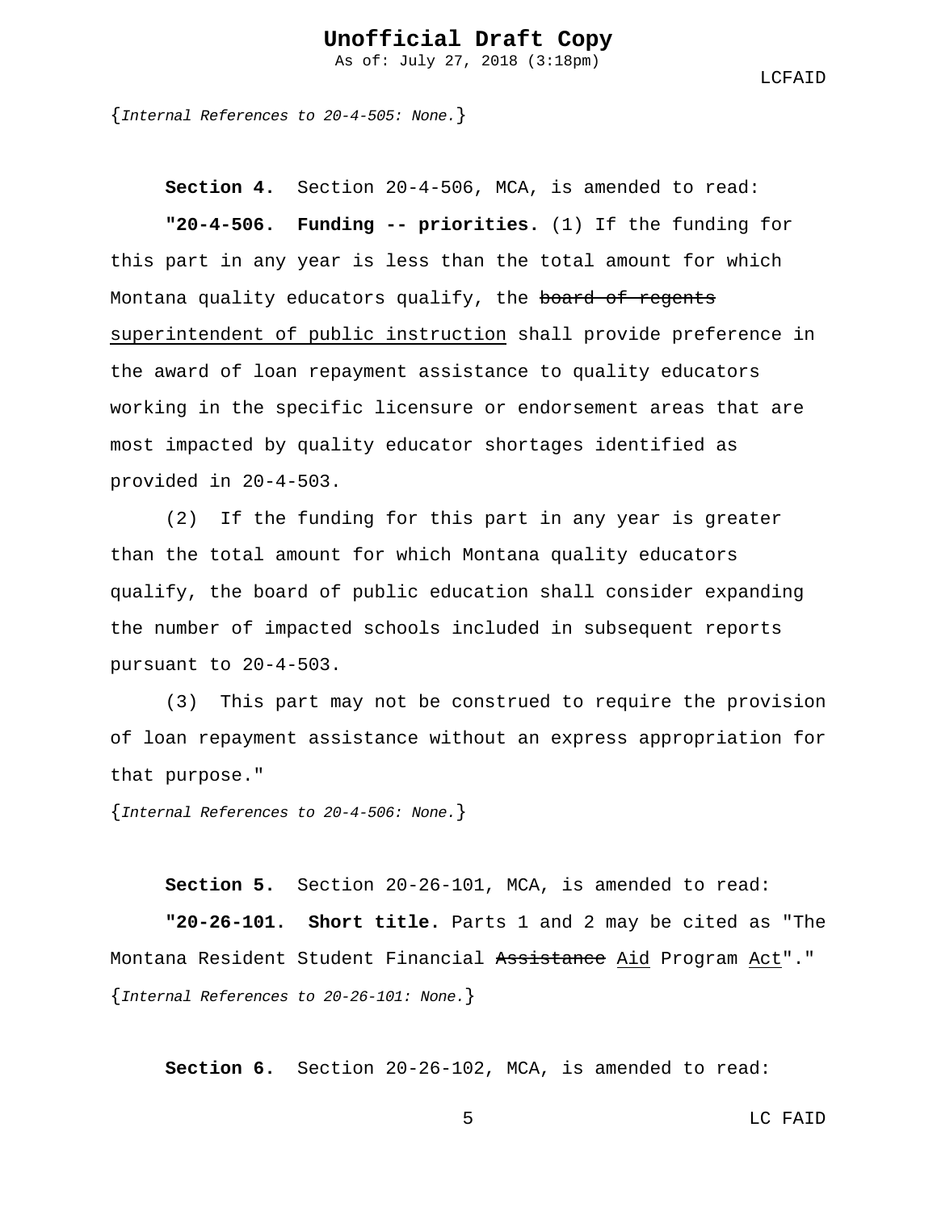{*Internal References to 20-4-505: None.*}

**Section 4.** Section 20-4-506, MCA, is amended to read:

**"20-4-506. Funding -- priorities.** (1) If the funding for this part in any year is less than the total amount for which Montana quality educators qualify, the ~~board of regents~~ <u>superintendent of public instruction</u> shall provide preference in the award of loan repayment assistance to quality educators working in the specific licensure or endorsement areas that are most impacted by quality educator shortages identified as provided in 20-4-503.

(2) If the funding for this part in any year is greater than the total amount for which Montana quality educators qualify, the board of public education shall consider expanding the number of impacted schools included in subsequent reports pursuant to 20-4-503.

(3) This part may not be construed to require the provision of loan repayment assistance without an express appropriation for that purpose."

{*Internal References to 20-4-506: None.*}

**Section 5.** Section 20-26-101, MCA, is amended to read:

**"20-26-101. Short title.** Parts 1 and 2 may be cited as "The Montana Resident Student Financial ~~Assistance~~ <u>Aid</u> Program <u>Act</u>"."

{*Internal References to 20-26-101: None.*}

**Section 6.** Section 20-26-102, MCA, is amended to read: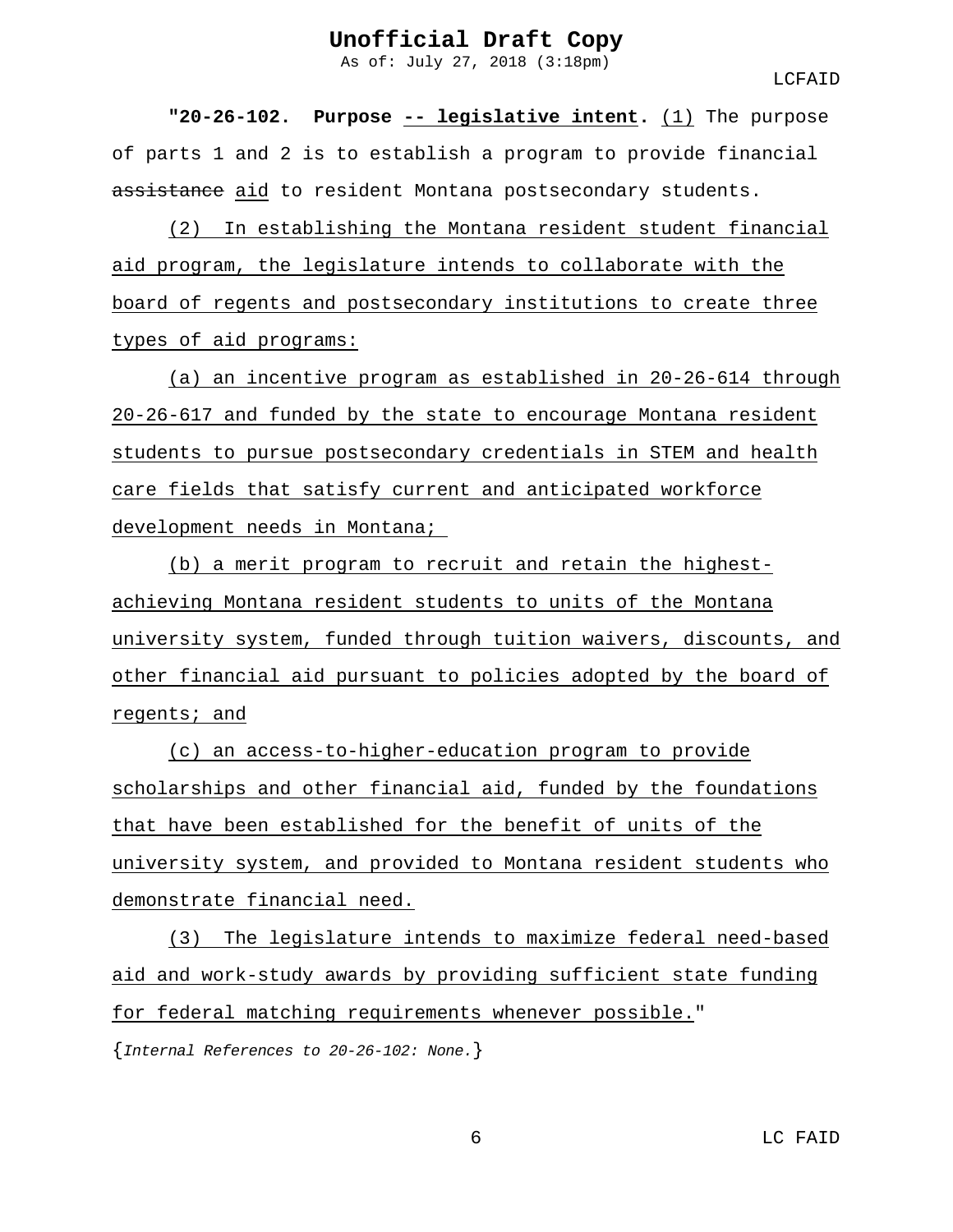**"20-26-102. Purpose -- legislative intent.** (1) The purpose of parts 1 and 2 is to establish a program to provide financial ~~assistance~~ aid to resident Montana postsecondary students.

(2) In establishing the Montana resident student financial aid program, the legislature intends to collaborate with the board of regents and postsecondary institutions to create three types of aid programs:

(a) an incentive program as established in 20-26-614 through 20-26-617 and funded by the state to encourage Montana resident students to pursue postsecondary credentials in STEM and health care fields that satisfy current and anticipated workforce development needs in Montana;

(b) a merit program to recruit and retain the highest-achieving Montana resident students to units of the Montana university system, funded through tuition waivers, discounts, and other financial aid pursuant to policies adopted by the board of regents; and

(c) an access-to-higher-education program to provide scholarships and other financial aid, funded by the foundations that have been established for the benefit of units of the university system, and provided to Montana resident students who demonstrate financial need.

(3) The legislature intends to maximize federal need-based aid and work-study awards by providing sufficient state funding for federal matching requirements whenever possible."

{*Internal References to 20-26-102: None.*}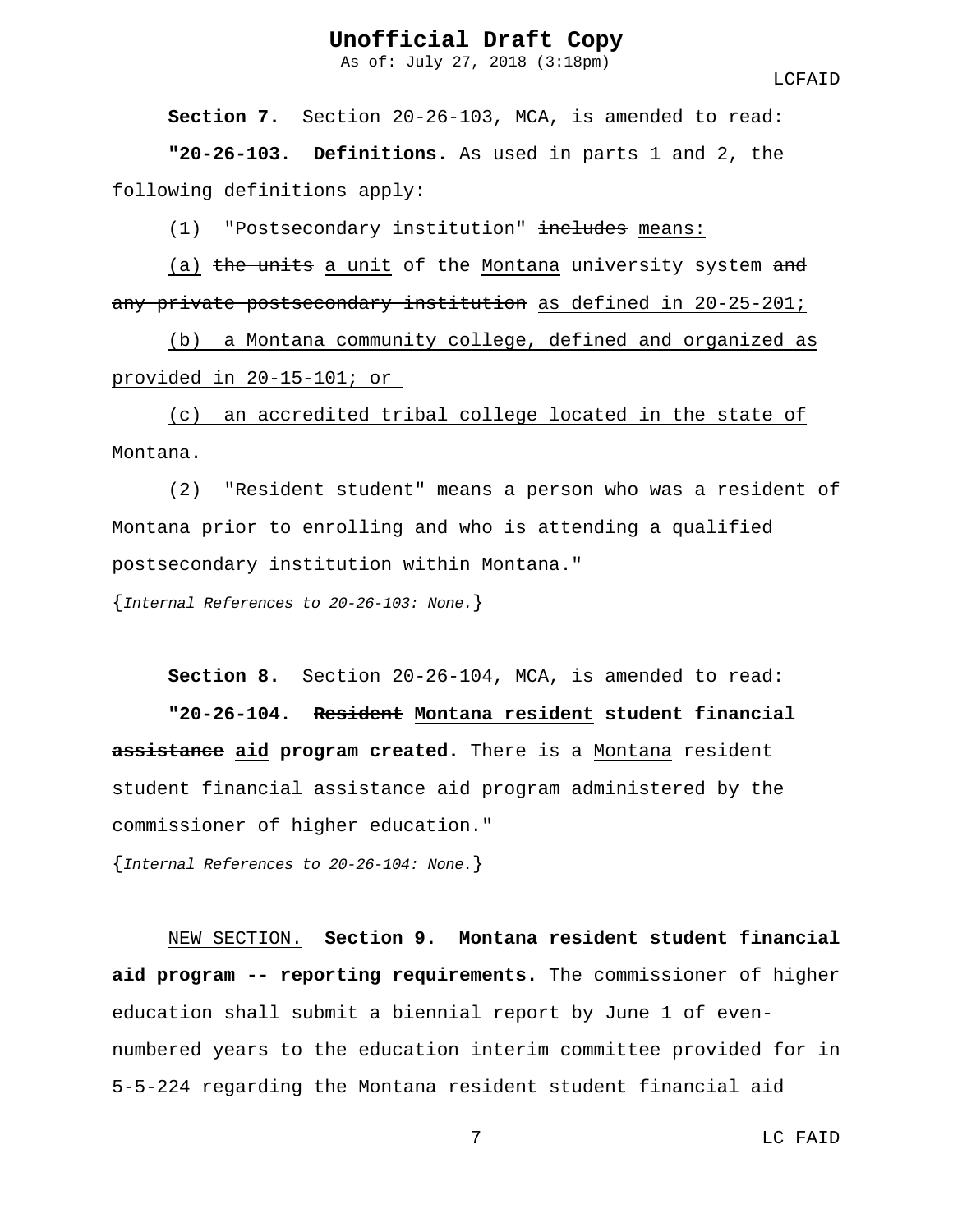**Section 7.** Section 20-26-103, MCA, is amended to read:

**"20-26-103. Definitions.** As used in parts 1 and 2, the following definitions apply:

(1) "Postsecondary institution" ~~includes~~ means:

(a) ~~the units~~ a unit of the Montana university system ~~and any private postsecondary institution~~ as defined in 20-25-201;

(b) a Montana community college, defined and organized as provided in 20-15-101; or

(c) an accredited tribal college located in the state of Montana.

(2) "Resident student" means a person who was a resident of Montana prior to enrolling and who is attending a qualified postsecondary institution within Montana."

{*Internal References to 20-26-103: None.*}

**Section 8.** Section 20-26-104, MCA, is amended to read:

**"20-26-104. ~~Resident~~ Montana resident student financial ~~assistance~~ aid program created.** There is a Montana resident student financial ~~assistance~~ aid program administered by the commissioner of higher education."

{*Internal References to 20-26-104: None.*}

NEW SECTION. **Section 9. Montana resident student financial aid program -- reporting requirements.** The commissioner of higher education shall submit a biennial report by June 1 of even-numbered years to the education interim committee provided for in 5-5-224 regarding the Montana resident student financial aid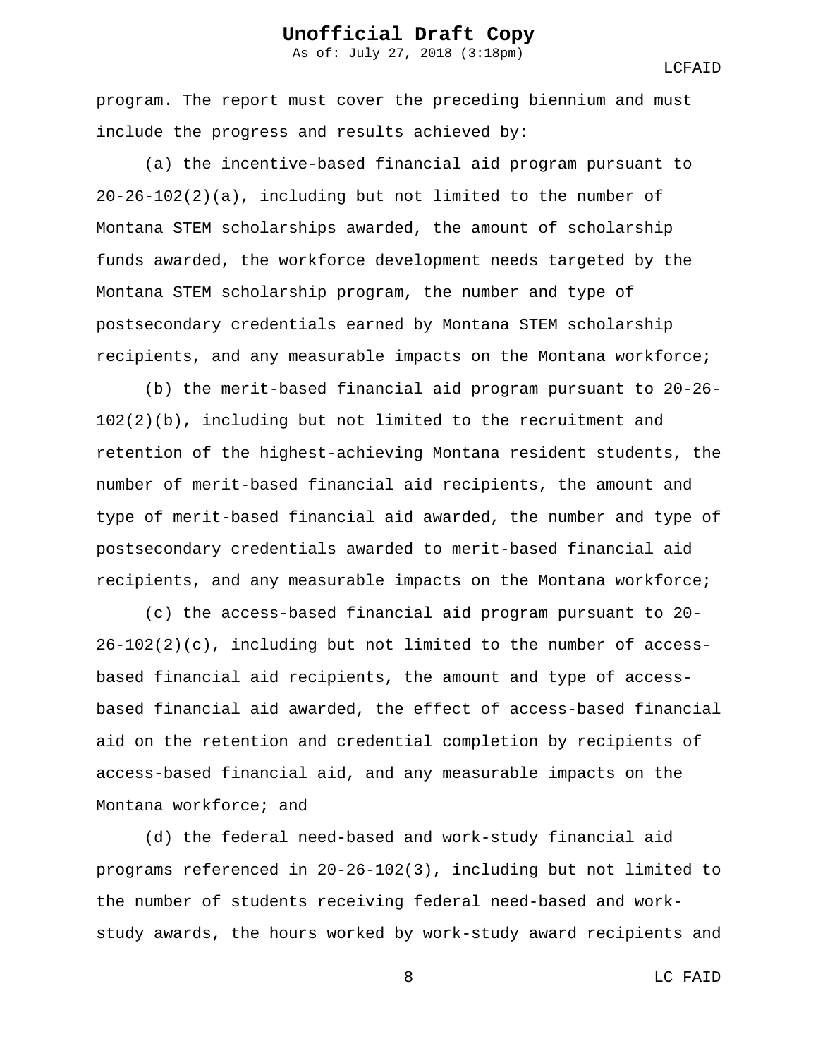program. The report must cover the preceding biennium and must include the progress and results achieved by:

(a) the incentive-based financial aid program pursuant to 20-26-102(2)(a), including but not limited to the number of Montana STEM scholarships awarded, the amount of scholarship funds awarded, the workforce development needs targeted by the Montana STEM scholarship program, the number and type of postsecondary credentials earned by Montana STEM scholarship recipients, and any measurable impacts on the Montana workforce;

(b) the merit-based financial aid program pursuant to 20-26-102(2)(b), including but not limited to the recruitment and retention of the highest-achieving Montana resident students, the number of merit-based financial aid recipients, the amount and type of merit-based financial aid awarded, the number and type of postsecondary credentials awarded to merit-based financial aid recipients, and any measurable impacts on the Montana workforce;

(c) the access-based financial aid program pursuant to 20-26-102(2)(c), including but not limited to the number of access-based financial aid recipients, the amount and type of access-based financial aid awarded, the effect of access-based financial aid on the retention and credential completion by recipients of access-based financial aid, and any measurable impacts on the Montana workforce; and

(d) the federal need-based and work-study financial aid programs referenced in 20-26-102(3), including but not limited to the number of students receiving federal need-based and work-study awards, the hours worked by work-study award recipients and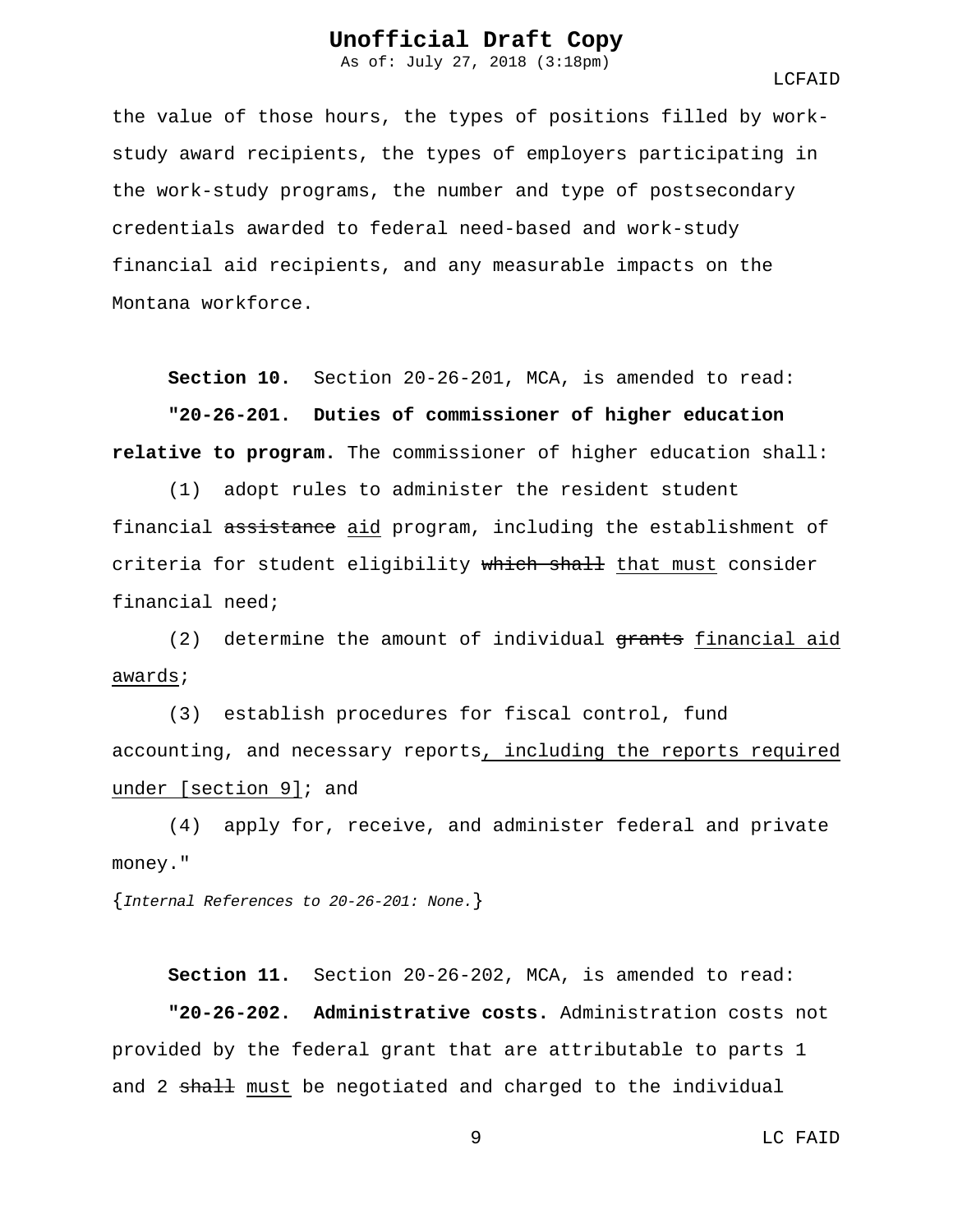the value of those hours, the types of positions filled by work-study award recipients, the types of employers participating in the work-study programs, the number and type of postsecondary credentials awarded to federal need-based and work-study financial aid recipients, and any measurable impacts on the Montana workforce.

**Section 10.** Section 20-26-201, MCA, is amended to read:

**"20-26-201. Duties of commissioner of higher education relative to program.** The commissioner of higher education shall:

(1) adopt rules to administer the resident student financial ~~assistance~~ <u>aid</u> program, including the establishment of criteria for student eligibility ~~which shall~~ <u>that must</u> consider financial need;

(2) determine the amount of individual ~~grants~~ <u>financial aid awards</u>;

(3) establish procedures for fiscal control, fund accounting, and necessary reports<u>, including the reports required under [section 9]</u>; and

(4) apply for, receive, and administer federal and private money."

{*Internal References to 20-26-201: None.*}

**Section 11.** Section 20-26-202, MCA, is amended to read:

**"20-26-202. Administrative costs.** Administration costs not provided by the federal grant that are attributable to parts 1 and 2 ~~shall~~ <u>must</u> be negotiated and charged to the individual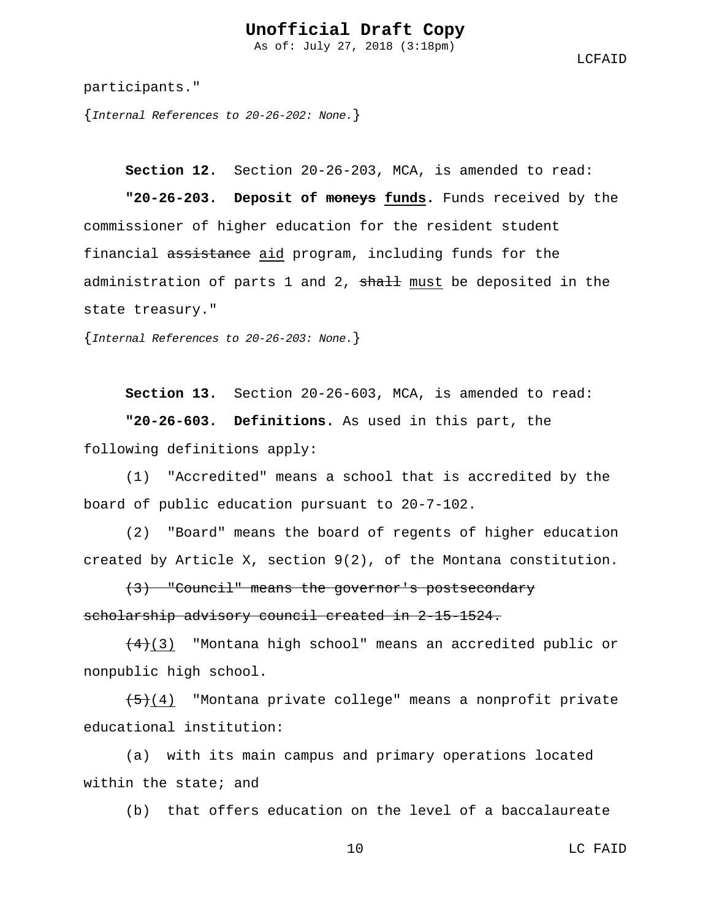participants."

{*Internal References to 20-26-202: None.*}

**Section 12.** Section 20-26-203, MCA, is amended to read:

**"20-26-203. Deposit of ~~moneys~~ funds.** Funds received by the commissioner of higher education for the resident student financial ~~assistance~~ aid program, including funds for the administration of parts 1 and 2, ~~shall~~ must be deposited in the state treasury."

{*Internal References to 20-26-203: None.*}

**Section 13.** Section 20-26-603, MCA, is amended to read:

**"20-26-603. Definitions.** As used in this part, the following definitions apply:

(1) "Accredited" means a school that is accredited by the board of public education pursuant to 20-7-102.

(2) "Board" means the board of regents of higher education created by Article X, section 9(2), of the Montana constitution.

~~(3) "Council" means the governor's postsecondary scholarship advisory council created in 2-15-1524.~~

~~(4)~~(3) "Montana high school" means an accredited public or nonpublic high school.

~~(5)~~(4) "Montana private college" means a nonprofit private educational institution:

(a) with its main campus and primary operations located within the state; and

(b) that offers education on the level of a baccalaureate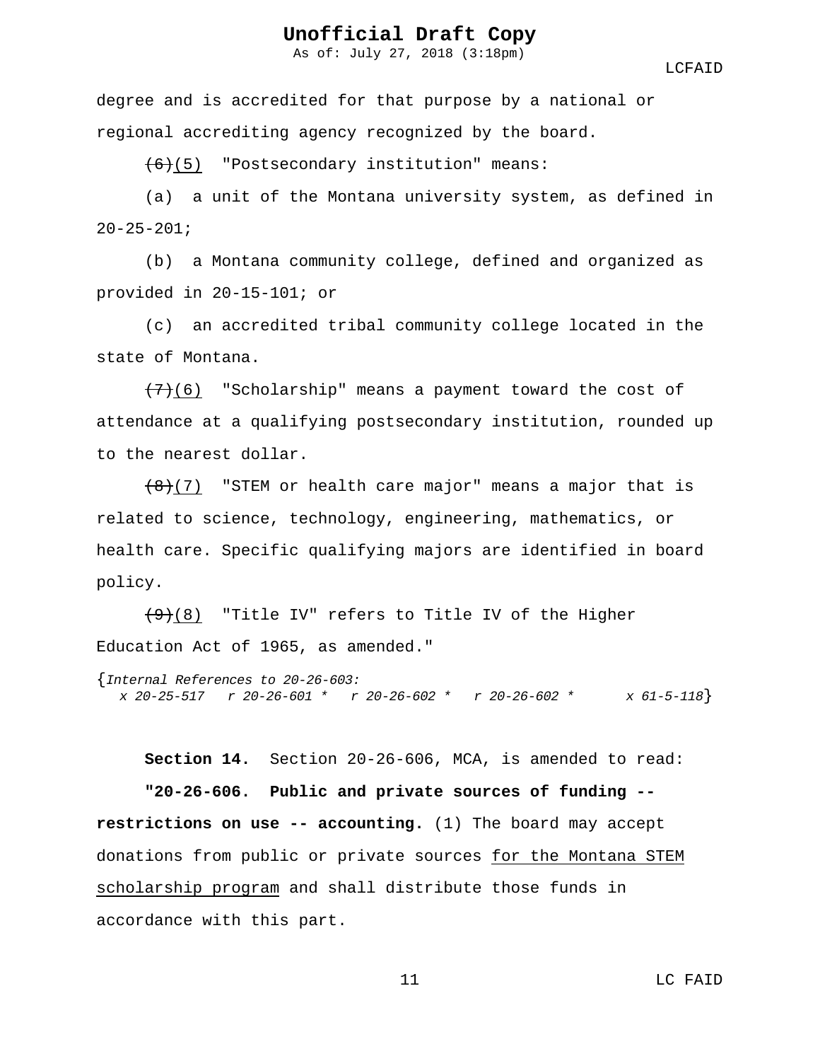degree and is accredited for that purpose by a national or regional accrediting agency recognized by the board.

~~(6)~~(5) "Postsecondary institution" means:

(a) a unit of the Montana university system, as defined in 20-25-201;

(b) a Montana community college, defined and organized as provided in 20-15-101; or

(c) an accredited tribal community college located in the state of Montana.

~~(7)~~(6) "Scholarship" means a payment toward the cost of attendance at a qualifying postsecondary institution, rounded up to the nearest dollar.

~~(8)~~(7) "STEM or health care major" means a major that is related to science, technology, engineering, mathematics, or health care. Specific qualifying majors are identified in board policy.

~~(9)~~(8) "Title IV" refers to Title IV of the Higher Education Act of 1965, as amended."

{*Internal References to 20-26-603:*
*x 20-25-517 r 20-26-601 * r 20-26-602 * r 20-26-602 * x 61-5-118*}

**Section 14.** Section 20-26-606, MCA, is amended to read:

**"20-26-606. Public and private sources of funding -- restrictions on use -- accounting.** (1) The board may accept donations from public or private sources <u>for the Montana STEM scholarship program</u> and shall distribute those funds in accordance with this part.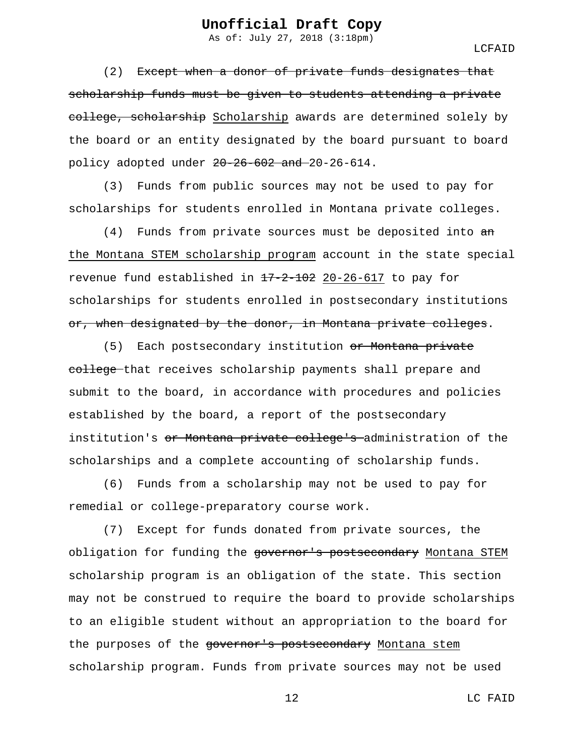(2) ~~Except when a donor of private funds designates that scholarship funds must be given to students attending a private college, scholarship~~ <u>Scholarship</u> awards are determined solely by the board or an entity designated by the board pursuant to board policy adopted under ~~20-26-602 and~~ 20-26-614.

(3) Funds from public sources may not be used to pay for scholarships for students enrolled in Montana private colleges.

(4) Funds from private sources must be deposited into ~~an~~ <u>the Montana STEM scholarship program</u> account in the state special revenue fund established in ~~17-2-102~~ <u>20-26-617</u> to pay for scholarships for students enrolled in postsecondary institutions ~~or, when designated by the donor, in Montana private colleges~~.

(5) Each postsecondary institution ~~or Montana private college~~ that receives scholarship payments shall prepare and submit to the board, in accordance with procedures and policies established by the board, a report of the postsecondary institution's ~~or Montana private college's~~ administration of the scholarships and a complete accounting of scholarship funds.

(6) Funds from a scholarship may not be used to pay for remedial or college-preparatory course work.

(7) Except for funds donated from private sources, the obligation for funding the ~~governor's postsecondary~~ <u>Montana STEM</u> scholarship program is an obligation of the state. This section may not be construed to require the board to provide scholarships to an eligible student without an appropriation to the board for the purposes of the ~~governor's postsecondary~~ <u>Montana stem</u> scholarship program. Funds from private sources may not be used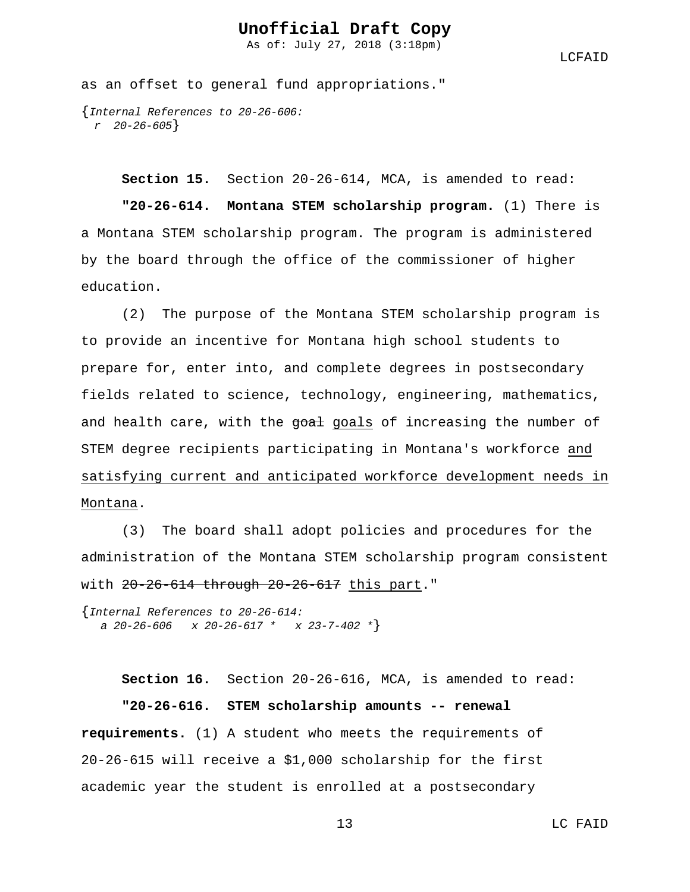as an offset to general fund appropriations."

{*Internal References to 20-26-606:*
*r 20-26-605*}

**Section 15.** Section 20-26-614, MCA, is amended to read:

**"20-26-614. Montana STEM scholarship program.** (1) There is a Montana STEM scholarship program. The program is administered by the board through the office of the commissioner of higher education.

(2) The purpose of the Montana STEM scholarship program is to provide an incentive for Montana high school students to prepare for, enter into, and complete degrees in postsecondary fields related to science, technology, engineering, mathematics, and health care, with the ~~goal~~ <u>goals</u> of increasing the number of STEM degree recipients participating in Montana's workforce <u>and satisfying current and anticipated workforce development needs in Montana</u>.

(3) The board shall adopt policies and procedures for the administration of the Montana STEM scholarship program consistent with ~~20-26-614 through 20-26-617~~ <u>this part</u>."

{*Internal References to 20-26-614:*
*a 20-26-606 x 20-26-617 * x 23-7-402 **}

**Section 16.** Section 20-26-616, MCA, is amended to read:

**"20-26-616. STEM scholarship amounts -- renewal requirements.** (1) A student who meets the requirements of 20-26-615 will receive a $1,000 scholarship for the first academic year the student is enrolled at a postsecondary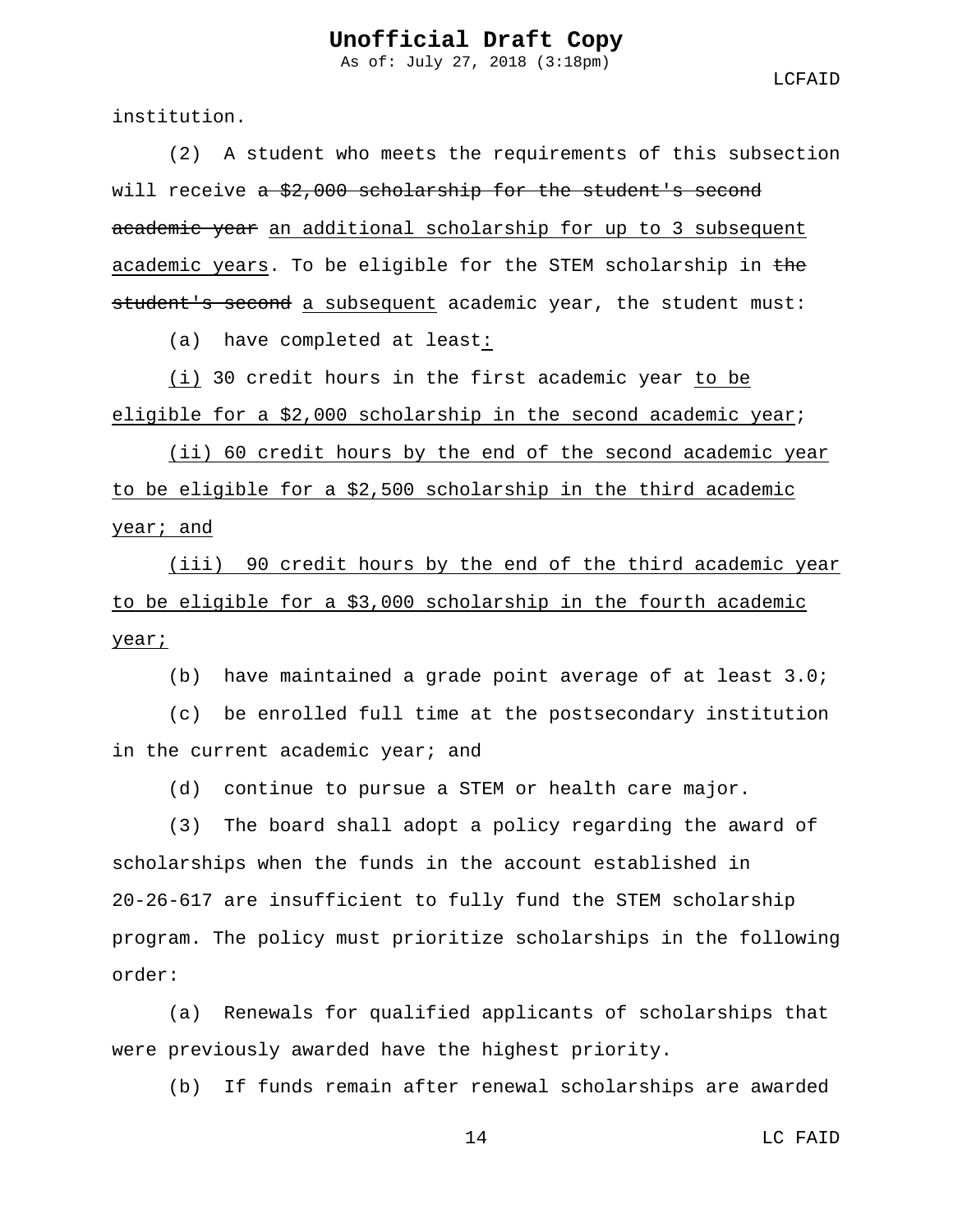institution.

(2) A student who meets the requirements of this subsection will receive ~~a $2,000 scholarship for the student's second academic year~~ an additional scholarship for up to 3 subsequent academic years. To be eligible for the STEM scholarship in ~~the student's second~~ a subsequent academic year, the student must:

(a) have completed at least:

(i) 30 credit hours in the first academic year to be eligible for a $2,000 scholarship in the second academic year;

(ii) 60 credit hours by the end of the second academic year to be eligible for a $2,500 scholarship in the third academic year; and

(iii) 90 credit hours by the end of the third academic year to be eligible for a $3,000 scholarship in the fourth academic year;

(b) have maintained a grade point average of at least 3.0;

(c) be enrolled full time at the postsecondary institution in the current academic year; and

(d) continue to pursue a STEM or health care major.

(3) The board shall adopt a policy regarding the award of scholarships when the funds in the account established in 20-26-617 are insufficient to fully fund the STEM scholarship program. The policy must prioritize scholarships in the following order:

(a) Renewals for qualified applicants of scholarships that were previously awarded have the highest priority.

(b) If funds remain after renewal scholarships are awarded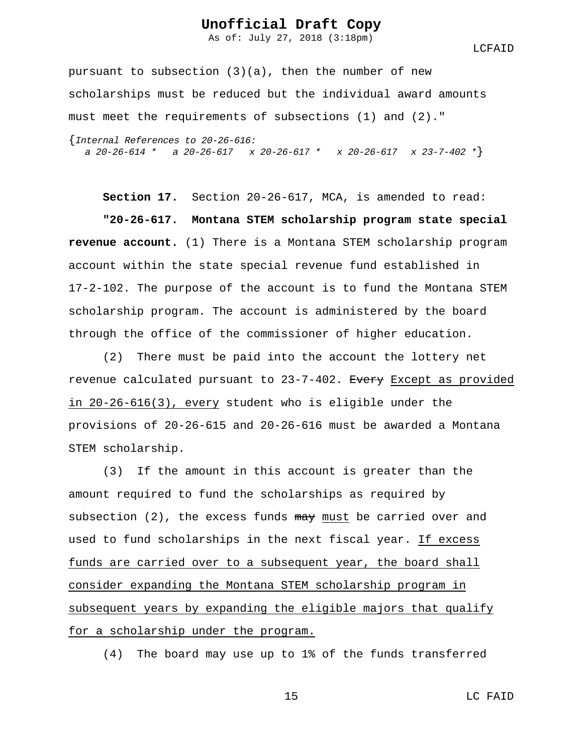pursuant to subsection (3)(a), then the number of new scholarships must be reduced but the individual award amounts must meet the requirements of subsections (1) and (2)."

{*Internal References to 20-26-616:*
*a 20-26-614 \*   a 20-26-617   x 20-26-617 \*   x 20-26-617   x 23-7-402 \**}

**Section 17.** Section 20-26-617, MCA, is amended to read:

**"20-26-617. Montana STEM scholarship program state special revenue account.** (1) There is a Montana STEM scholarship program account within the state special revenue fund established in 17-2-102. The purpose of the account is to fund the Montana STEM scholarship program. The account is administered by the board through the office of the commissioner of higher education.

(2) There must be paid into the account the lottery net revenue calculated pursuant to 23-7-402. ~~Every~~ <u>Except as provided in 20-26-616(3), every</u> student who is eligible under the provisions of 20-26-615 and 20-26-616 must be awarded a Montana STEM scholarship.

(3) If the amount in this account is greater than the amount required to fund the scholarships as required by subsection (2), the excess funds ~~may~~ <u>must</u> be carried over and used to fund scholarships in the next fiscal year. <u>If excess funds are carried over to a subsequent year, the board shall consider expanding the Montana STEM scholarship program in subsequent years by expanding the eligible majors that qualify for a scholarship under the program.</u>

(4) The board may use up to 1% of the funds transferred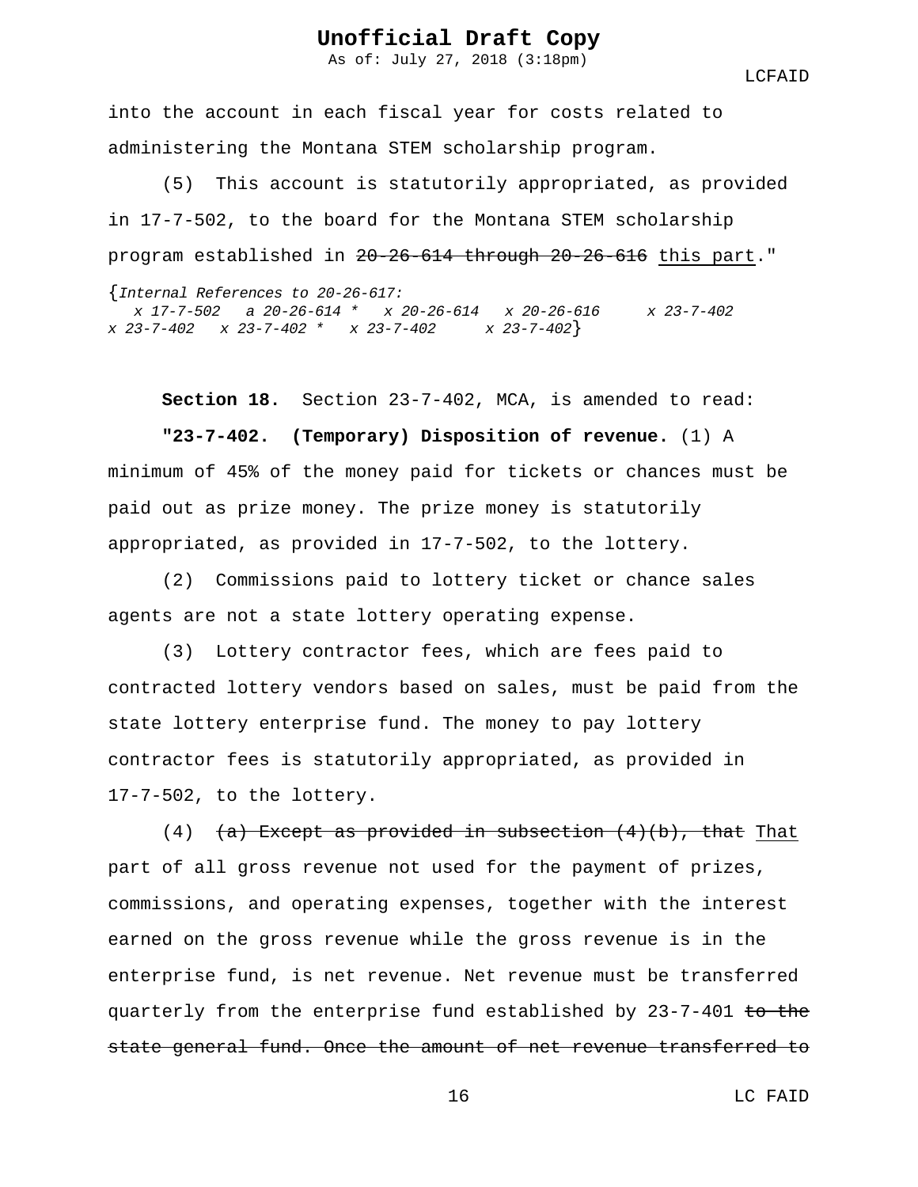into the account in each fiscal year for costs related to administering the Montana STEM scholarship program.

(5) This account is statutorily appropriated, as provided in 17-7-502, to the board for the Montana STEM scholarship program established in ~~20-26-614 through 20-26-616~~ <u>this part</u>."

{*Internal References to 20-26-617:*
*x 17-7-502 a 20-26-614 * x 20-26-614 x 20-26-616 x 23-7-402*
*x 23-7-402 x 23-7-402 * x 23-7-402 x 23-7-402*}

**Section 18.** Section 23-7-402, MCA, is amended to read:

**"23-7-402. (Temporary) Disposition of revenue.** (1) A minimum of 45% of the money paid for tickets or chances must be paid out as prize money. The prize money is statutorily appropriated, as provided in 17-7-502, to the lottery.

(2) Commissions paid to lottery ticket or chance sales agents are not a state lottery operating expense.

(3) Lottery contractor fees, which are fees paid to contracted lottery vendors based on sales, must be paid from the state lottery enterprise fund. The money to pay lottery contractor fees is statutorily appropriated, as provided in 17-7-502, to the lottery.

(4) ~~(a) Except as provided in subsection (4)(b), that~~ <u>That</u> part of all gross revenue not used for the payment of prizes, commissions, and operating expenses, together with the interest earned on the gross revenue while the gross revenue is in the enterprise fund, is net revenue. Net revenue must be transferred quarterly from the enterprise fund established by 23-7-401 ~~to the state general fund. Once the amount of net revenue transferred to~~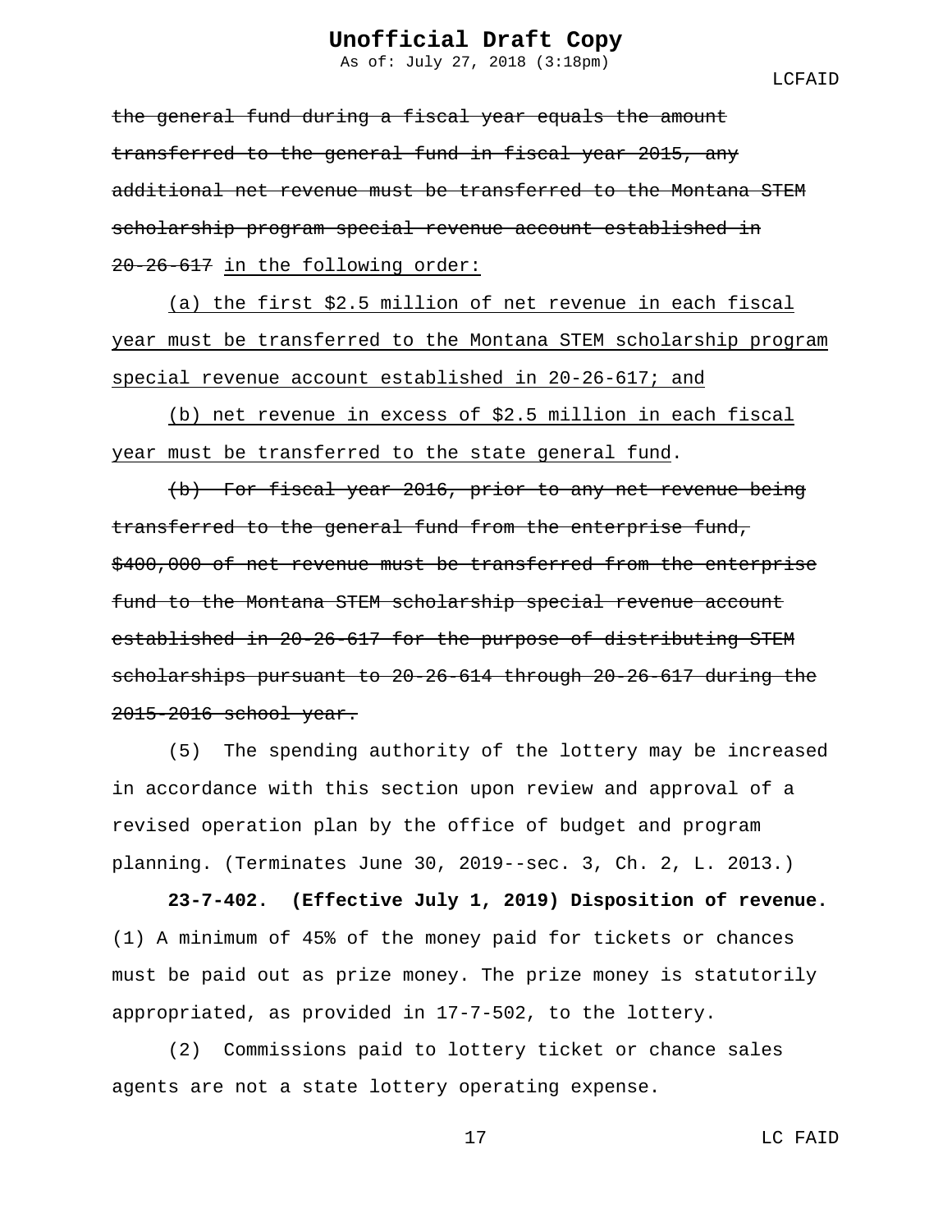~~the general fund during a fiscal year equals the amount transferred to the general fund in fiscal year 2015, any additional net revenue must be transferred to the Montana STEM scholarship program special revenue account established in 20-26-617~~ <u>in the following order:</u>

<u>(a) the first $2.5 million of net revenue in each fiscal year must be transferred to the Montana STEM scholarship program special revenue account established in 20-26-617; and</u>

<u>(b) net revenue in excess of $2.5 million in each fiscal year must be transferred to the state general fund</u>.

~~(b) For fiscal year 2016, prior to any net revenue being transferred to the general fund from the enterprise fund, $400,000 of net revenue must be transferred from the enterprise fund to the Montana STEM scholarship special revenue account established in 20-26-617 for the purpose of distributing STEM scholarships pursuant to 20-26-614 through 20-26-617 during the 2015-2016 school year.~~

(5) The spending authority of the lottery may be increased in accordance with this section upon review and approval of a revised operation plan by the office of budget and program planning. (Terminates June 30, 2019--sec. 3, Ch. 2, L. 2013.)

**23-7-402. (Effective July 1, 2019) Disposition of revenue.** (1) A minimum of 45% of the money paid for tickets or chances must be paid out as prize money. The prize money is statutorily appropriated, as provided in 17-7-502, to the lottery.

(2) Commissions paid to lottery ticket or chance sales agents are not a state lottery operating expense.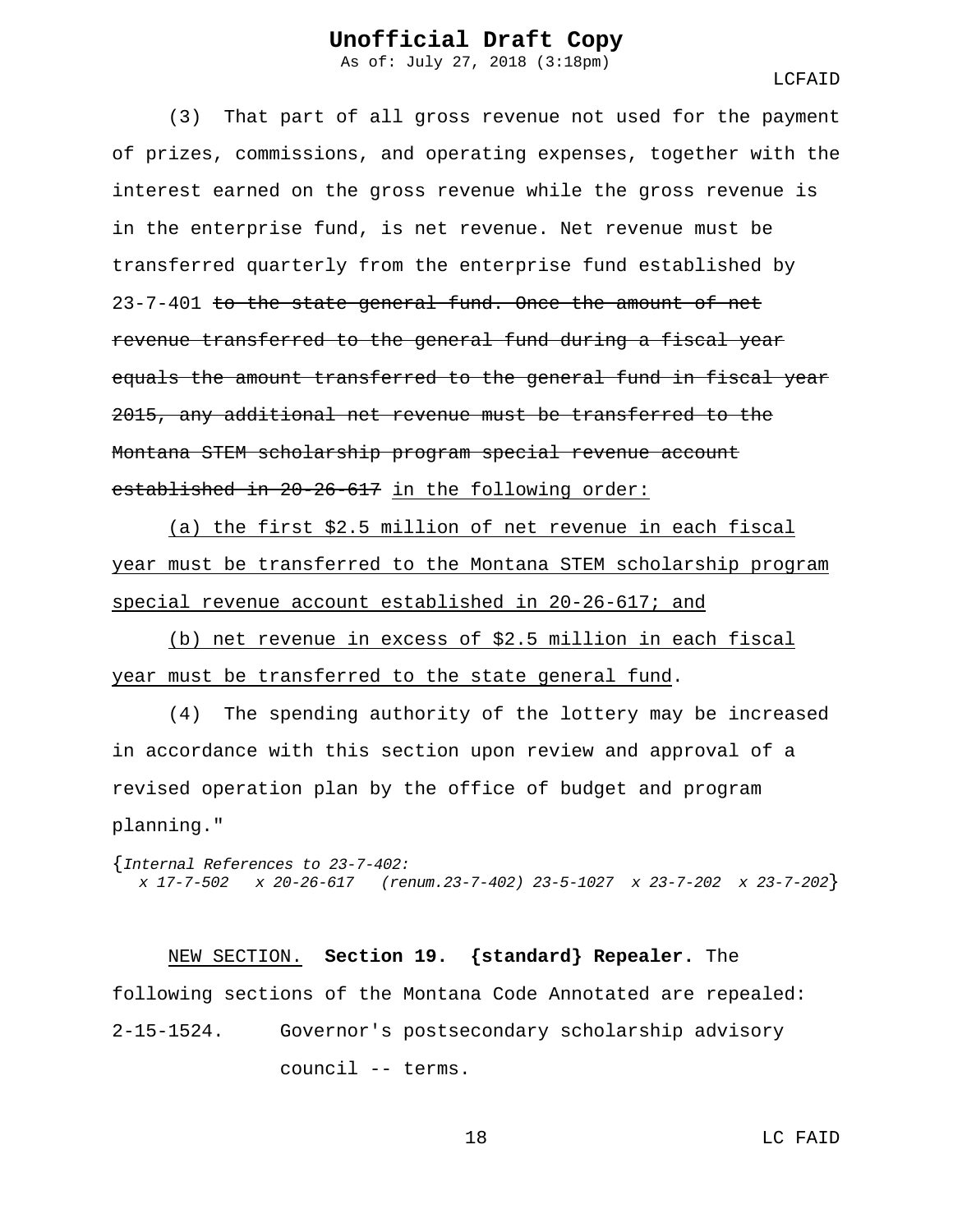(3) That part of all gross revenue not used for the payment of prizes, commissions, and operating expenses, together with the interest earned on the gross revenue while the gross revenue is in the enterprise fund, is net revenue. Net revenue must be transferred quarterly from the enterprise fund established by 23-7-401 ~~to the state general fund. Once the amount of net revenue transferred to the general fund during a fiscal year equals the amount transferred to the general fund in fiscal year 2015, any additional net revenue must be transferred to the Montana STEM scholarship program special revenue account established in 20-26-617~~ <u>in the following order:</u>

<u>(a) the first $2.5 million of net revenue in each fiscal year must be transferred to the Montana STEM scholarship program special revenue account established in 20-26-617; and</u>

<u>(b) net revenue in excess of $2.5 million in each fiscal year must be transferred to the state general fund</u>.

(4) The spending authority of the lottery may be increased in accordance with this section upon review and approval of a revised operation plan by the office of budget and program planning."

{*Internal References to 23-7-402:*
*x 17-7-502 x 20-26-617 (renum.23-7-402) 23-5-1027 x 23-7-202 x 23-7-202*}

<u>NEW SECTION.</u> **Section 19. {standard} Repealer.** The following sections of the Montana Code Annotated are repealed:

2-15-1524. Governor's postsecondary scholarship advisory council -- terms.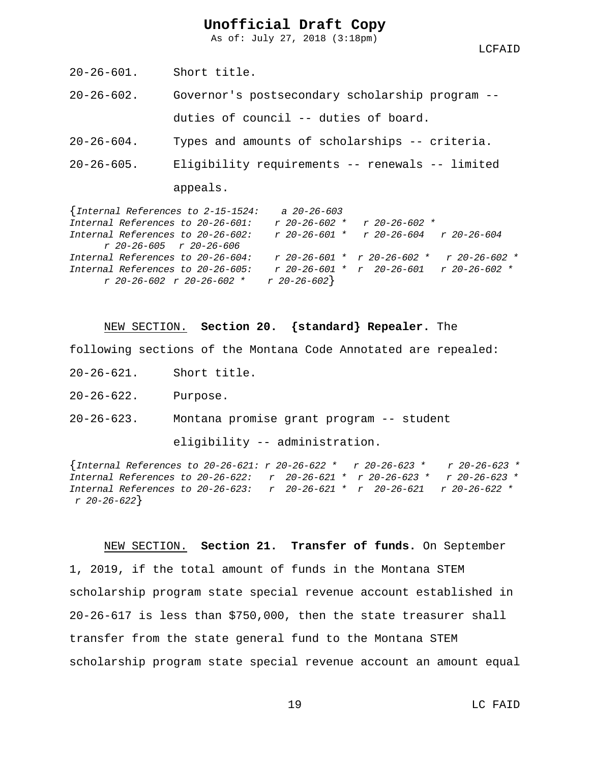20-26-601. Short title.

20-26-602. Governor's postsecondary scholarship program -- duties of council -- duties of board.

20-26-604. Types and amounts of scholarships -- criteria.

20-26-605. Eligibility requirements -- renewals -- limited appeals.

{*Internal References to 2-15-1524: a 20-26-603*
*Internal References to 20-26-601: r 20-26-602 * r 20-26-602 **
*Internal References to 20-26-602: r 20-26-601 * r 20-26-604 r 20-26-604 r 20-26-605 r 20-26-606*
*Internal References to 20-26-604: r 20-26-601 * r 20-26-602 * r 20-26-602 **
*Internal References to 20-26-605: r 20-26-601 * r 20-26-601 r 20-26-602 * r 20-26-602 r 20-26-602 * r 20-26-602*}

NEW SECTION. **Section 20. {standard} Repealer.** The following sections of the Montana Code Annotated are repealed:

20-26-621. Short title.

20-26-622. Purpose.

20-26-623. Montana promise grant program -- student eligibility -- administration.

{*Internal References to 20-26-621: r 20-26-622 * r 20-26-623 * r 20-26-623 **
*Internal References to 20-26-622: r 20-26-621 * r 20-26-623 * r 20-26-623 **
*Internal References to 20-26-623: r 20-26-621 * r 20-26-621 r 20-26-622 * r 20-26-622*}

NEW SECTION. **Section 21. Transfer of funds.** On September 1, 2019, if the total amount of funds in the Montana STEM scholarship program state special revenue account established in 20-26-617 is less than $750,000, then the state treasurer shall transfer from the state general fund to the Montana STEM scholarship program state special revenue account an amount equal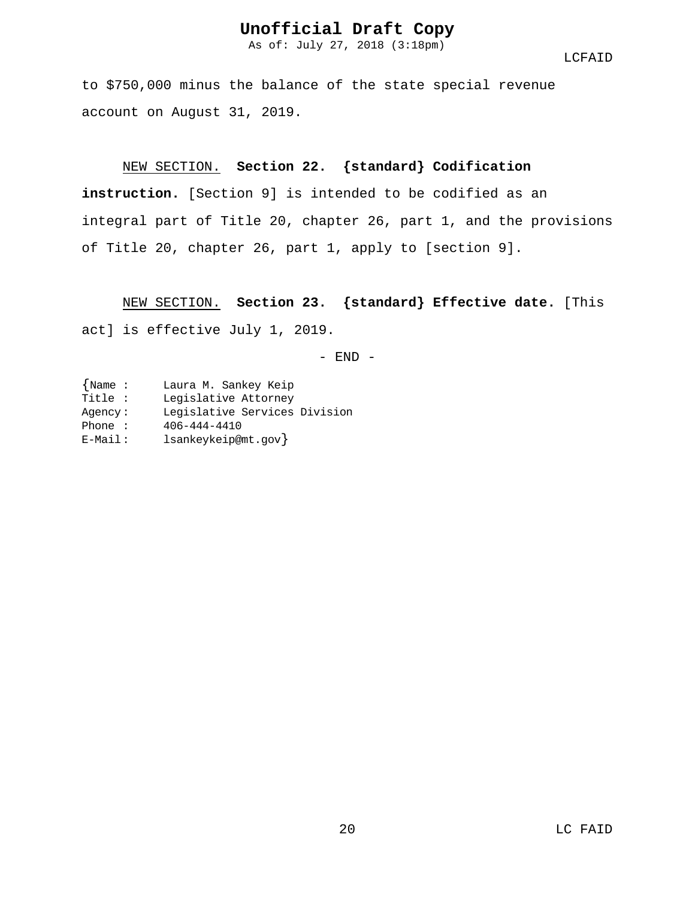to $750,000 minus the balance of the state special revenue account on August 31, 2019.

NEW SECTION. **Section 22. {standard} Codification instruction.** [Section 9] is intended to be codified as an integral part of Title 20, chapter 26, part 1, and the provisions of Title 20, chapter 26, part 1, apply to [section 9].

NEW SECTION. **Section 23. {standard} Effective date.** [This act] is effective July 1, 2019.

\- END -

{Name : Laura M. Sankey Keip
Title : Legislative Attorney
Agency: Legislative Services Division
Phone : 406-444-4410
E-Mail: lsankeykeip@mt.gov}